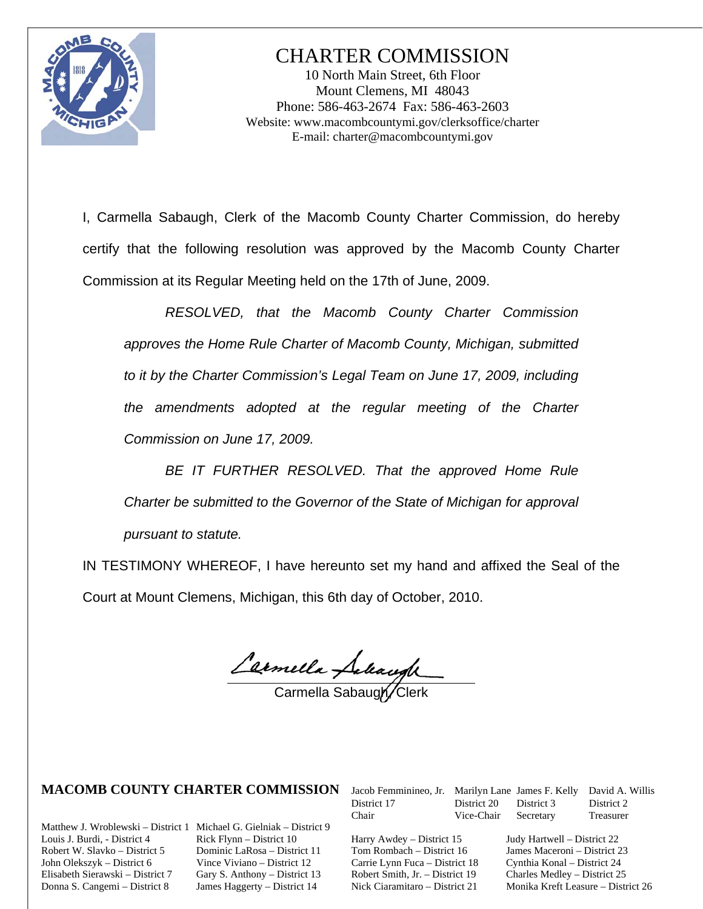# CHARTER COMMISSION

10 North Main Street, 6th Floor
Mount Clemens, MI 48043
Phone: 586-463-2674 Fax: 586-463-2603
Website: www.macombcountymi.gov/clerksoffice/charter
E-mail: charter@macombcountymi.gov

I, Carmella Sabaugh, Clerk of the Macomb County Charter Commission, do hereby certify that the following resolution was approved by the Macomb County Charter Commission at its Regular Meeting held on the 17th of June, 2009.

> *RESOLVED, that the Macomb County Charter Commission approves the Home Rule Charter of Macomb County, Michigan, submitted to it by the Charter Commission's Legal Team on June 17, 2009, including the amendments adopted at the regular meeting of the Charter Commission on June 17, 2009.*
>
> *BE IT FURTHER RESOLVED. That the approved Home Rule Charter be submitted to the Governor of the State of Michigan for approval pursuant to statute.*

IN TESTIMONY WHEREOF, I have hereunto set my hand and affixed the Seal of the Court at Mount Clemens, Michigan, this 6th day of October, 2010.

Carmella Sabaugh
Carmella Sabaugh, Clerk

**MACOMB COUNTY CHARTER COMMISSION**

Jacob Femminineo, Jr. – District 17 – Chair
Marilyn Lane – District 20 – Vice-Chair
James F. Kelly – District 3 – Secretary
David A. Willis – District 2 – Treasurer

Matthew J. Wroblewski – District 1
Louis J. Burdi, - District 4
Robert W. Slavko – District 5
John Olekszyk – District 6
Elisabeth Sierawski – District 7
Donna S. Cangemi – District 8
Michael G. Gielniak – District 9
Rick Flynn – District 10
Dominic LaRosa – District 11
Vince Viviano – District 12
Gary S. Anthony – District 13
James Haggerty – District 14
Harry Awdey – District 15
Tom Rombach – District 16
Carrie Lynn Fuca – District 18
Robert Smith, Jr. – District 19
Nick Ciaramitaro – District 21
Judy Hartwell – District 22
James Maceroni – District 23
Cynthia Konal – District 24
Charles Medley – District 25
Monika Kreft Leasure – District 26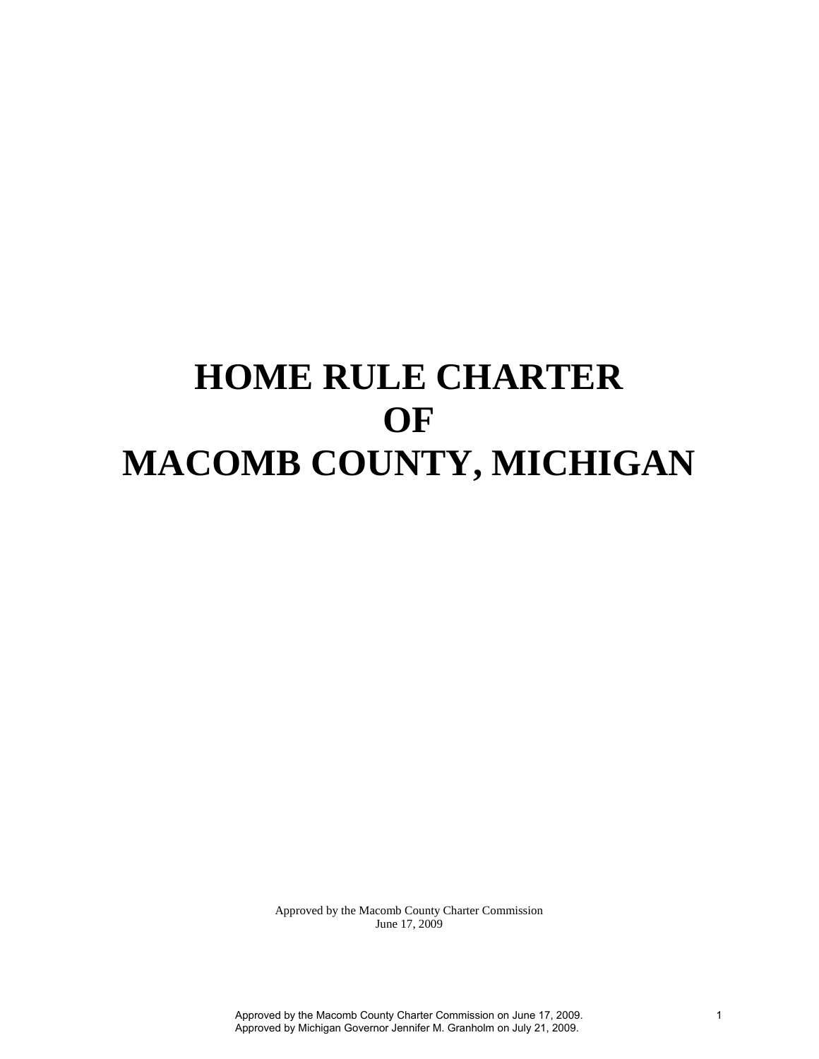# HOME RULE CHARTER OF MACOMB COUNTY, MICHIGAN

Approved by the Macomb County Charter Commission
June 17, 2009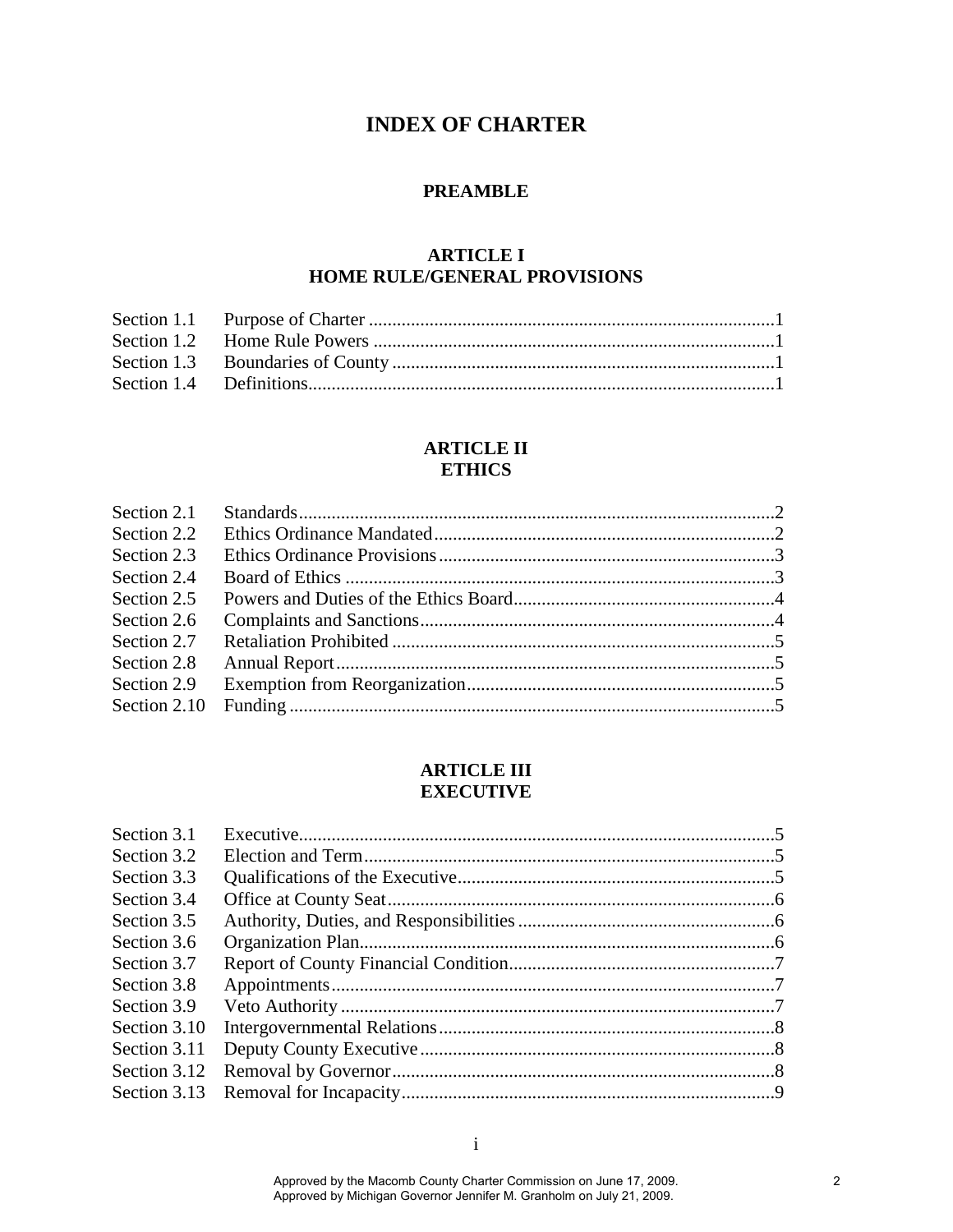# INDEX OF CHARTER

## PREAMBLE

## ARTICLE I
## HOME RULE/GENERAL PROVISIONS

| | | |
|---|---|---|
| Section 1.1 | Purpose of Charter | 1 |
| Section 1.2 | Home Rule Powers | 1 |
| Section 1.3 | Boundaries of County | 1 |
| Section 1.4 | Definitions | 1 |

## ARTICLE II
## ETHICS

| | | |
|---|---|---|
| Section 2.1 | Standards | 2 |
| Section 2.2 | Ethics Ordinance Mandated | 2 |
| Section 2.3 | Ethics Ordinance Provisions | 3 |
| Section 2.4 | Board of Ethics | 3 |
| Section 2.5 | Powers and Duties of the Ethics Board | 4 |
| Section 2.6 | Complaints and Sanctions | 4 |
| Section 2.7 | Retaliation Prohibited | 5 |
| Section 2.8 | Annual Report | 5 |
| Section 2.9 | Exemption from Reorganization | 5 |
| Section 2.10 | Funding | 5 |

## ARTICLE III
## EXECUTIVE

| | | |
|---|---|---|
| Section 3.1 | Executive | 5 |
| Section 3.2 | Election and Term | 5 |
| Section 3.3 | Qualifications of the Executive | 5 |
| Section 3.4 | Office at County Seat | 6 |
| Section 3.5 | Authority, Duties, and Responsibilities | 6 |
| Section 3.6 | Organization Plan | 6 |
| Section 3.7 | Report of County Financial Condition | 7 |
| Section 3.8 | Appointments | 7 |
| Section 3.9 | Veto Authority | 7 |
| Section 3.10 | Intergovernmental Relations | 8 |
| Section 3.11 | Deputy County Executive | 8 |
| Section 3.12 | Removal by Governor | 8 |
| Section 3.13 | Removal for Incapacity | 9 |

Approved by the Macomb County Charter Commission on June 17, 2009.
Approved by Michigan Governor Jennifer M. Granholm on July 21, 2009.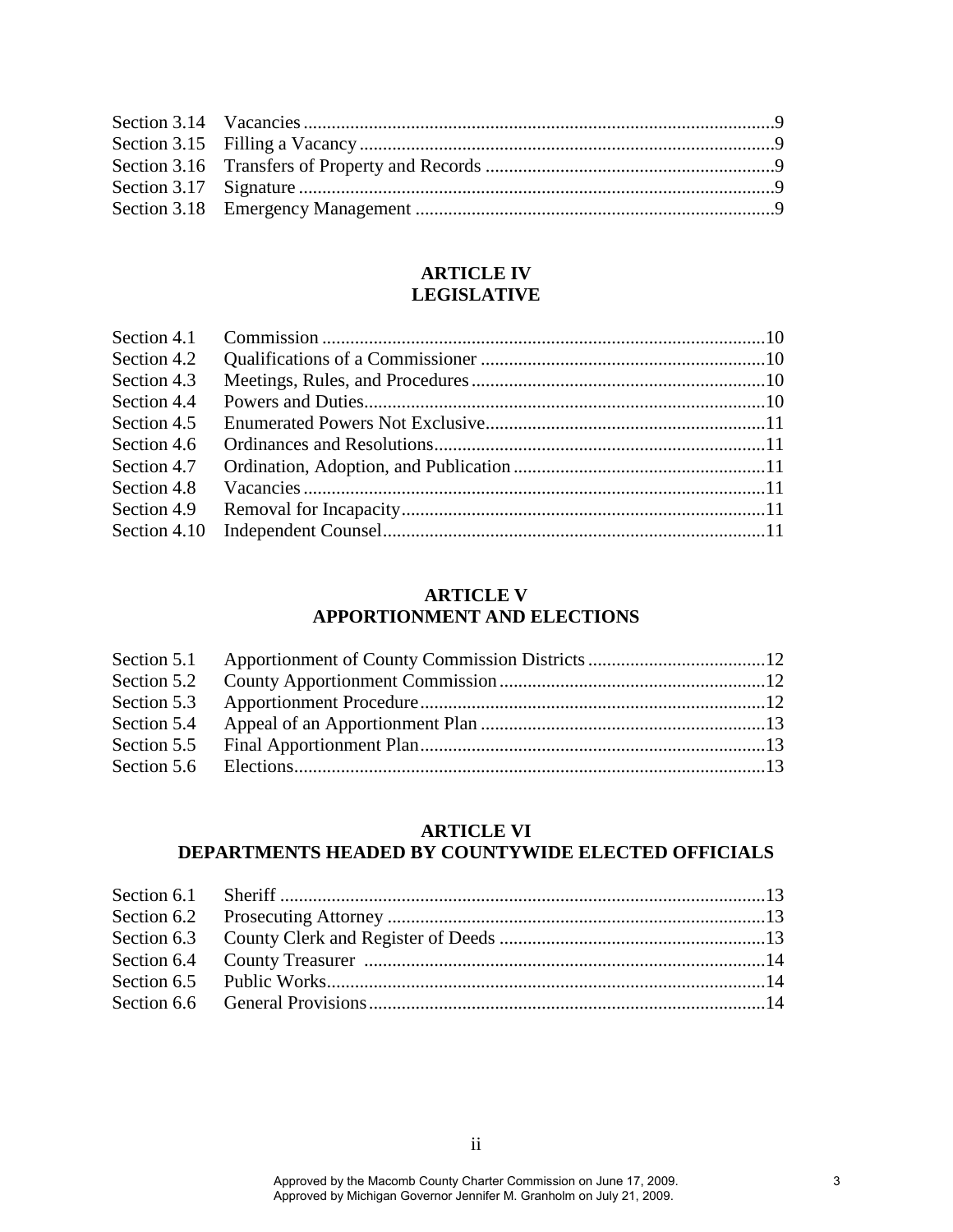Section 3.14 Vacancies....................................................................................................9
Section 3.15 Filling a Vacancy........................................................................................9
Section 3.16 Transfers of Property and Records .............................................................9
Section 3.17 Signature .....................................................................................................9
Section 3.18 Emergency Management ............................................................................9

## ARTICLE IV
## LEGISLATIVE

Section 4.1 Commission ...............................................................................................10
Section 4.2 Qualifications of a Commissioner .............................................................10
Section 4.3 Meetings, Rules, and Procedures...............................................................10
Section 4.4 Powers and Duties......................................................................................10
Section 4.5 Enumerated Powers Not Exclusive............................................................11
Section 4.6 Ordinances and Resolutions.......................................................................11
Section 4.7 Ordination, Adoption, and Publication.......................................................11
Section 4.8 Vacancies...................................................................................................11
Section 4.9 Removal for Incapacity..............................................................................11
Section 4.10 Independent Counsel..................................................................................11

## ARTICLE V
## APPORTIONMENT AND ELECTIONS

Section 5.1 Apportionment of County Commission Districts......................................12
Section 5.2 County Apportionment Commission.........................................................12
Section 5.3 Apportionment Procedure..........................................................................12
Section 5.4 Appeal of an Apportionment Plan .............................................................13
Section 5.5 Final Apportionment Plan..........................................................................13
Section 5.6 Elections.....................................................................................................13

## ARTICLE VI
## DEPARTMENTS HEADED BY COUNTYWIDE ELECTED OFFICIALS

Section 6.1 Sheriff ........................................................................................................13
Section 6.2 Prosecuting Attorney .................................................................................13
Section 6.3 County Clerk and Register of Deeds ..........................................................13
Section 6.4 County Treasurer ......................................................................................14
Section 6.5 Public Works..............................................................................................14
Section 6.6 General Provisions.....................................................................................14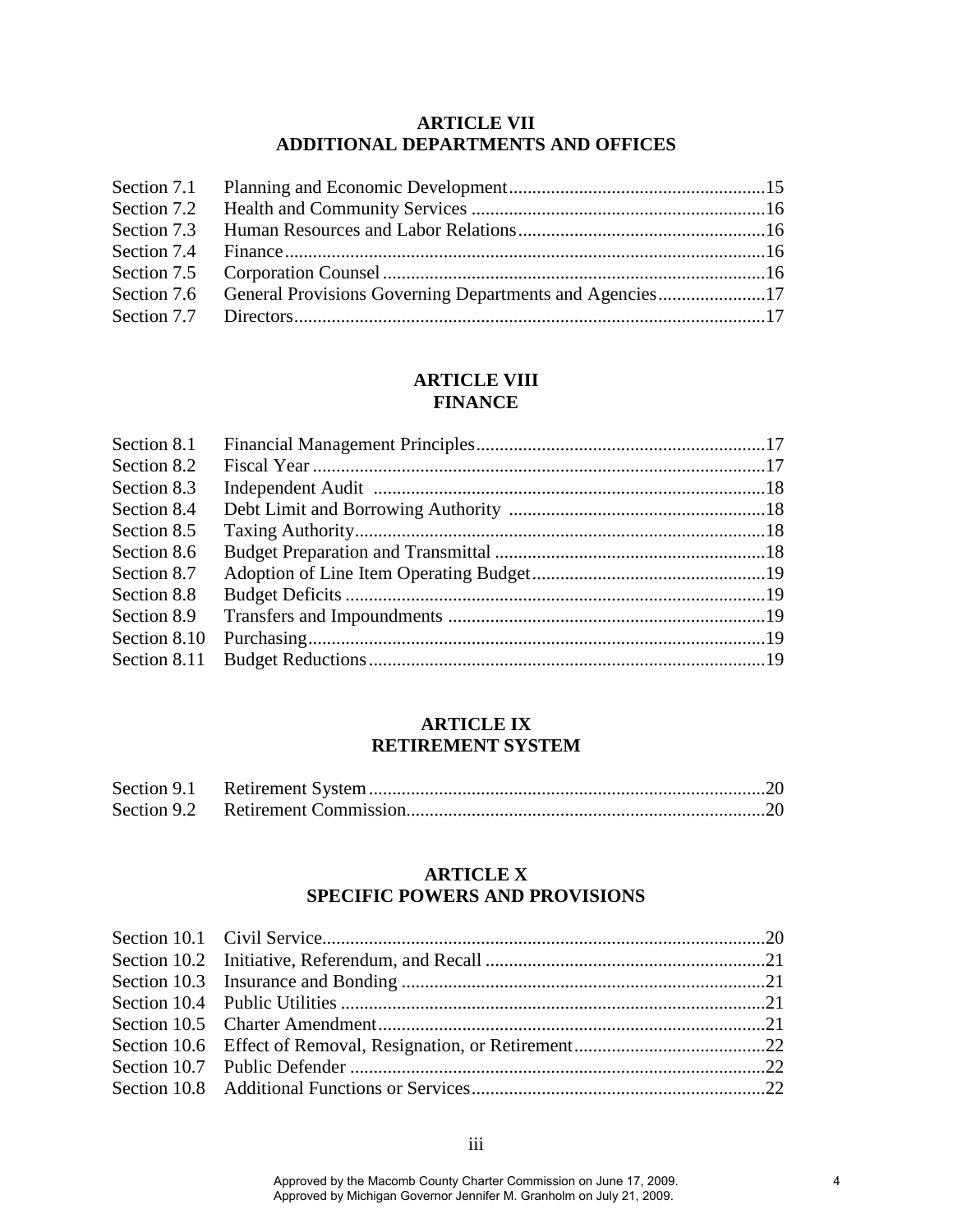## ARTICLE VII
## ADDITIONAL DEPARTMENTS AND OFFICES

| | | |
|---|---|---|
| Section 7.1 | Planning and Economic Development | 15 |
| Section 7.2 | Health and Community Services | 16 |
| Section 7.3 | Human Resources and Labor Relations | 16 |
| Section 7.4 | Finance | 16 |
| Section 7.5 | Corporation Counsel | 16 |
| Section 7.6 | General Provisions Governing Departments and Agencies | 17 |
| Section 7.7 | Directors | 17 |

## ARTICLE VIII
## FINANCE

| | | |
|---|---|---|
| Section 8.1 | Financial Management Principles | 17 |
| Section 8.2 | Fiscal Year | 17 |
| Section 8.3 | Independent Audit | 18 |
| Section 8.4 | Debt Limit and Borrowing Authority | 18 |
| Section 8.5 | Taxing Authority | 18 |
| Section 8.6 | Budget Preparation and Transmittal | 18 |
| Section 8.7 | Adoption of Line Item Operating Budget | 19 |
| Section 8.8 | Budget Deficits | 19 |
| Section 8.9 | Transfers and Impoundments | 19 |
| Section 8.10 | Purchasing | 19 |
| Section 8.11 | Budget Reductions | 19 |

## ARTICLE IX
## RETIREMENT SYSTEM

| | | |
|---|---|---|
| Section 9.1 | Retirement System | 20 |
| Section 9.2 | Retirement Commission | 20 |

## ARTICLE X
## SPECIFIC POWERS AND PROVISIONS

| | | |
|---|---|---|
| Section 10.1 | Civil Service | 20 |
| Section 10.2 | Initiative, Referendum, and Recall | 21 |
| Section 10.3 | Insurance and Bonding | 21 |
| Section 10.4 | Public Utilities | 21 |
| Section 10.5 | Charter Amendment | 21 |
| Section 10.6 | Effect of Removal, Resignation, or Retirement | 22 |
| Section 10.7 | Public Defender | 22 |
| Section 10.8 | Additional Functions or Services | 22 |

Approved by the Macomb County Charter Commission on June 17, 2009.
Approved by Michigan Governor Jennifer M. Granholm on July 21, 2009.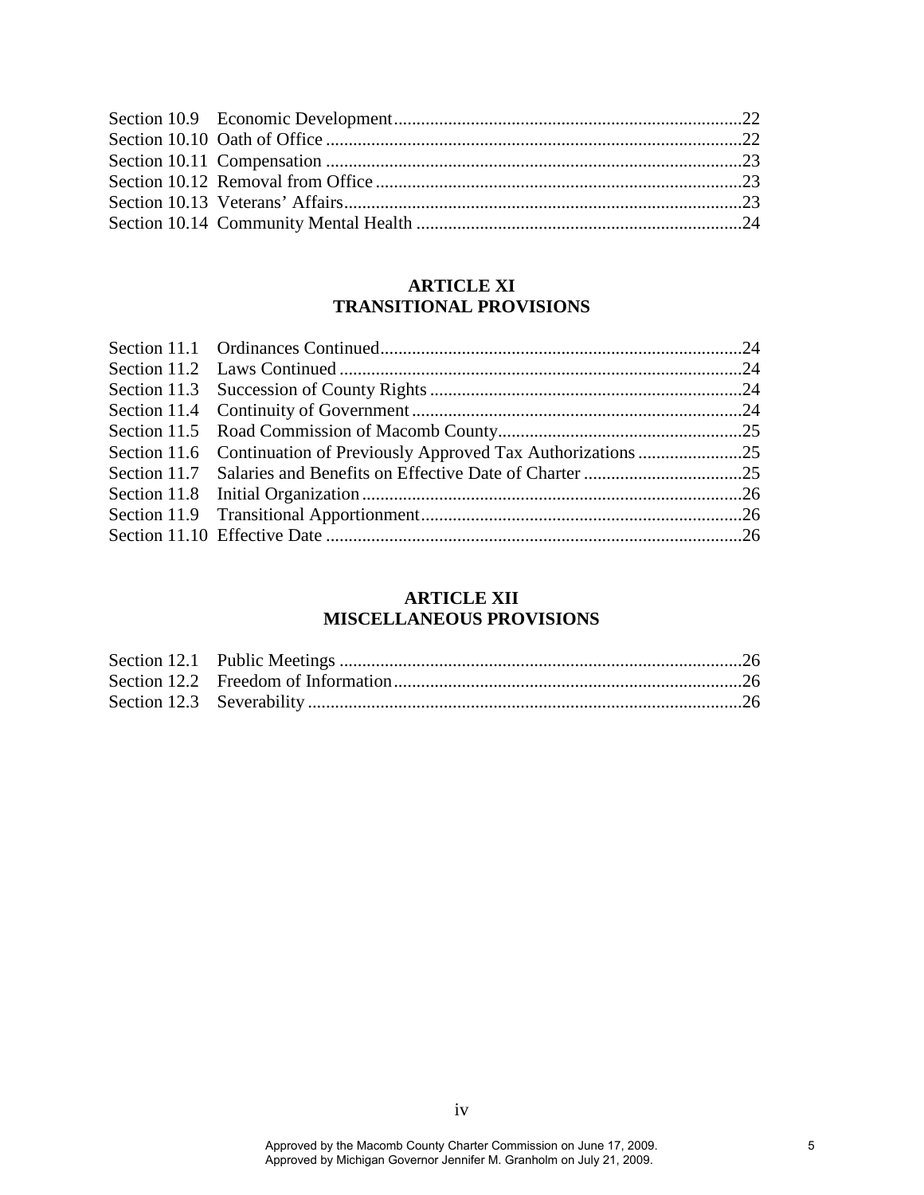Section 10.9 Economic Development ..........22
Section 10.10 Oath of Office ..........22
Section 10.11 Compensation ..........23
Section 10.12 Removal from Office ..........23
Section 10.13 Veterans' Affairs ..........23
Section 10.14 Community Mental Health ..........24

## ARTICLE XI
## TRANSITIONAL PROVISIONS

Section 11.1 Ordinances Continued ..........24
Section 11.2 Laws Continued ..........24
Section 11.3 Succession of County Rights ..........24
Section 11.4 Continuity of Government ..........24
Section 11.5 Road Commission of Macomb County ..........25
Section 11.6 Continuation of Previously Approved Tax Authorizations ..........25
Section 11.7 Salaries and Benefits on Effective Date of Charter ..........25
Section 11.8 Initial Organization ..........26
Section 11.9 Transitional Apportionment ..........26
Section 11.10 Effective Date ..........26

## ARTICLE XII
## MISCELLANEOUS PROVISIONS

Section 12.1 Public Meetings ..........26
Section 12.2 Freedom of Information ..........26
Section 12.3 Severability ..........26

Approved by the Macomb County Charter Commission on June 17, 2009.
Approved by Michigan Governor Jennifer M. Granholm on July 21, 2009.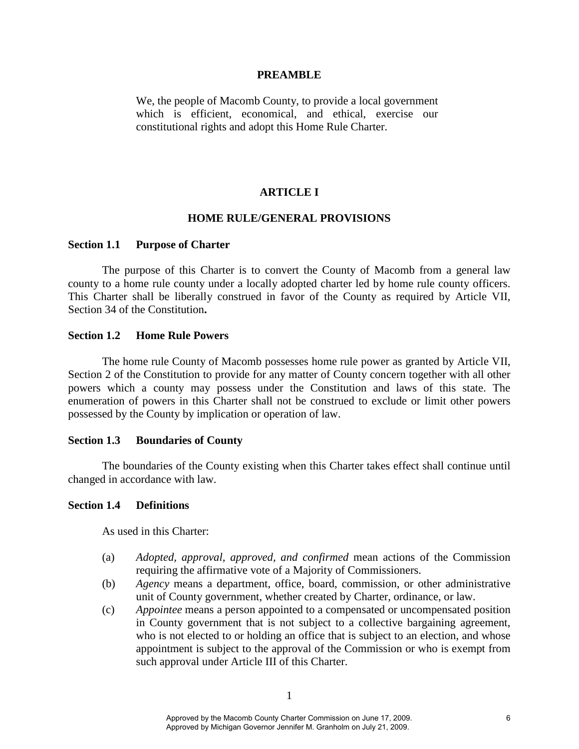## PREAMBLE

We, the people of Macomb County, to provide a local government which is efficient, economical, and ethical, exercise our constitutional rights and adopt this Home Rule Charter.

# ARTICLE I

## HOME RULE/GENERAL PROVISIONS

### Section 1.1 Purpose of Charter

The purpose of this Charter is to convert the County of Macomb from a general law county to a home rule county under a locally adopted charter led by home rule county officers. This Charter shall be liberally construed in favor of the County as required by Article VII, Section 34 of the Constitution**.**

### Section 1.2 Home Rule Powers

The home rule County of Macomb possesses home rule power as granted by Article VII, Section 2 of the Constitution to provide for any matter of County concern together with all other powers which a county may possess under the Constitution and laws of this state. The enumeration of powers in this Charter shall not be construed to exclude or limit other powers possessed by the County by implication or operation of law.

### Section 1.3 Boundaries of County

The boundaries of the County existing when this Charter takes effect shall continue until changed in accordance with law.

### Section 1.4 Definitions

As used in this Charter:

(a) *Adopted, approval, approved, and confirmed* mean actions of the Commission requiring the affirmative vote of a Majority of Commissioners.

(b) *Agency* means a department, office, board, commission, or other administrative unit of County government, whether created by Charter, ordinance, or law.

(c) *Appointee* means a person appointed to a compensated or uncompensated position in County government that is not subject to a collective bargaining agreement, who is not elected to or holding an office that is subject to an election, and whose appointment is subject to the approval of the Commission or who is exempt from such approval under Article III of this Charter.

Approved by the Macomb County Charter Commission on June 17, 2009.
Approved by Michigan Governor Jennifer M. Granholm on July 21, 2009.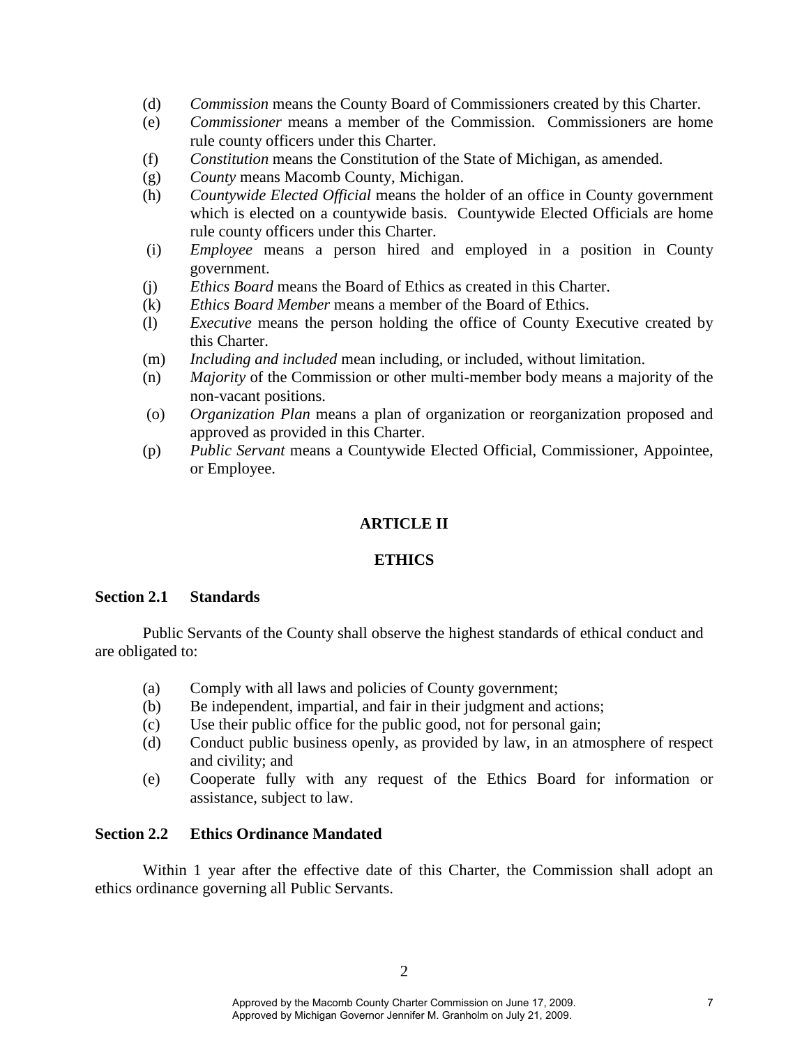(d) *Commission* means the County Board of Commissioners created by this Charter.

(e) *Commissioner* means a member of the Commission. Commissioners are home rule county officers under this Charter.

(f) *Constitution* means the Constitution of the State of Michigan, as amended.

(g) *County* means Macomb County, Michigan.

(h) *Countywide Elected Official* means the holder of an office in County government which is elected on a countywide basis. Countywide Elected Officials are home rule county officers under this Charter.

(i) *Employee* means a person hired and employed in a position in County government.

(j) *Ethics Board* means the Board of Ethics as created in this Charter.

(k) *Ethics Board Member* means a member of the Board of Ethics.

(l) *Executive* means the person holding the office of County Executive created by this Charter.

(m) *Including and included* mean including, or included, without limitation.

(n) *Majority* of the Commission or other multi-member body means a majority of the non-vacant positions.

(o) *Organization Plan* means a plan of organization or reorganization proposed and approved as provided in this Charter.

(p) *Public Servant* means a Countywide Elected Official, Commissioner, Appointee, or Employee.

## ARTICLE II

## ETHICS

### Section 2.1 Standards

Public Servants of the County shall observe the highest standards of ethical conduct and are obligated to:

(a) Comply with all laws and policies of County government;

(b) Be independent, impartial, and fair in their judgment and actions;

(c) Use their public office for the public good, not for personal gain;

(d) Conduct public business openly, as provided by law, in an atmosphere of respect and civility; and

(e) Cooperate fully with any request of the Ethics Board for information or assistance, subject to law.

### Section 2.2 Ethics Ordinance Mandated

Within 1 year after the effective date of this Charter, the Commission shall adopt an ethics ordinance governing all Public Servants.

Approved by the Macomb County Charter Commission on June 17, 2009.
Approved by Michigan Governor Jennifer M. Granholm on July 21, 2009.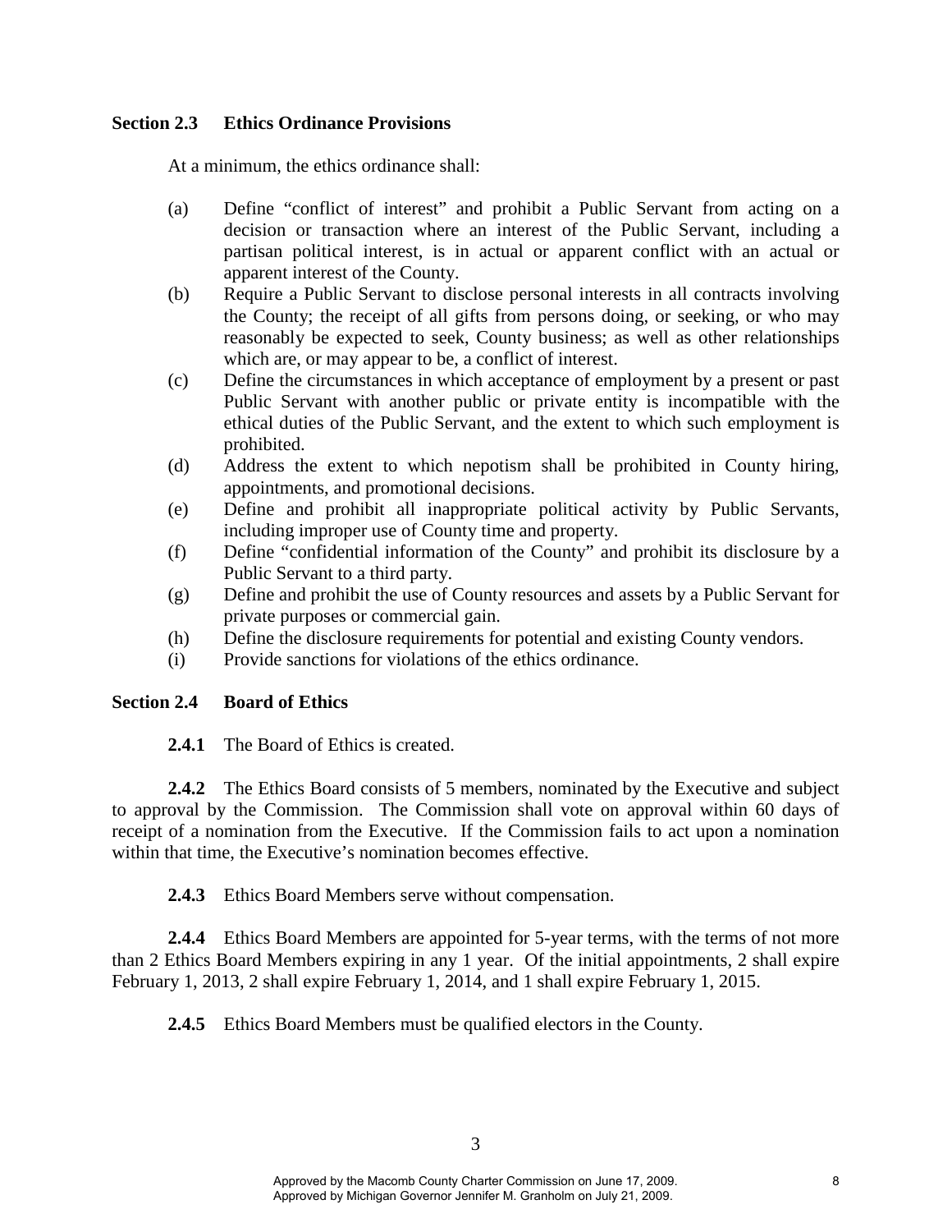### Section 2.3 Ethics Ordinance Provisions

At a minimum, the ethics ordinance shall:

(a) Define "conflict of interest" and prohibit a Public Servant from acting on a decision or transaction where an interest of the Public Servant, including a partisan political interest, is in actual or apparent conflict with an actual or apparent interest of the County.

(b) Require a Public Servant to disclose personal interests in all contracts involving the County; the receipt of all gifts from persons doing, or seeking, or who may reasonably be expected to seek, County business; as well as other relationships which are, or may appear to be, a conflict of interest.

(c) Define the circumstances in which acceptance of employment by a present or past Public Servant with another public or private entity is incompatible with the ethical duties of the Public Servant, and the extent to which such employment is prohibited.

(d) Address the extent to which nepotism shall be prohibited in County hiring, appointments, and promotional decisions.

(e) Define and prohibit all inappropriate political activity by Public Servants, including improper use of County time and property.

(f) Define "confidential information of the County" and prohibit its disclosure by a Public Servant to a third party.

(g) Define and prohibit the use of County resources and assets by a Public Servant for private purposes or commercial gain.

(h) Define the disclosure requirements for potential and existing County vendors.

(i) Provide sanctions for violations of the ethics ordinance.

### Section 2.4 Board of Ethics

**2.4.1** The Board of Ethics is created.

**2.4.2** The Ethics Board consists of 5 members, nominated by the Executive and subject to approval by the Commission. The Commission shall vote on approval within 60 days of receipt of a nomination from the Executive. If the Commission fails to act upon a nomination within that time, the Executive's nomination becomes effective.

**2.4.3** Ethics Board Members serve without compensation.

**2.4.4** Ethics Board Members are appointed for 5-year terms, with the terms of not more than 2 Ethics Board Members expiring in any 1 year. Of the initial appointments, 2 shall expire February 1, 2013, 2 shall expire February 1, 2014, and 1 shall expire February 1, 2015.

**2.4.5** Ethics Board Members must be qualified electors in the County.

Approved by the Macomb County Charter Commission on June 17, 2009.
Approved by Michigan Governor Jennifer M. Granholm on July 21, 2009.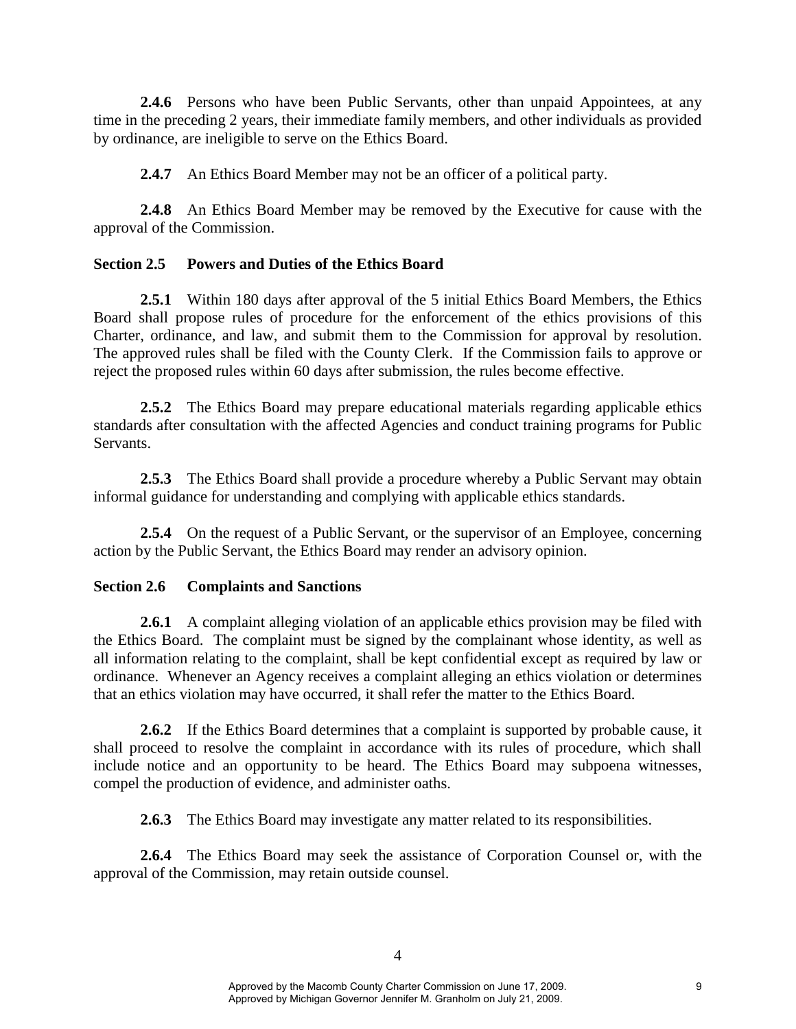**2.4.6** Persons who have been Public Servants, other than unpaid Appointees, at any time in the preceding 2 years, their immediate family members, and other individuals as provided by ordinance, are ineligible to serve on the Ethics Board.

**2.4.7** An Ethics Board Member may not be an officer of a political party.

**2.4.8** An Ethics Board Member may be removed by the Executive for cause with the approval of the Commission.

**Section 2.5 Powers and Duties of the Ethics Board**

**2.5.1** Within 180 days after approval of the 5 initial Ethics Board Members, the Ethics Board shall propose rules of procedure for the enforcement of the ethics provisions of this Charter, ordinance, and law, and submit them to the Commission for approval by resolution. The approved rules shall be filed with the County Clerk. If the Commission fails to approve or reject the proposed rules within 60 days after submission, the rules become effective.

**2.5.2** The Ethics Board may prepare educational materials regarding applicable ethics standards after consultation with the affected Agencies and conduct training programs for Public Servants.

**2.5.3** The Ethics Board shall provide a procedure whereby a Public Servant may obtain informal guidance for understanding and complying with applicable ethics standards.

**2.5.4** On the request of a Public Servant, or the supervisor of an Employee, concerning action by the Public Servant, the Ethics Board may render an advisory opinion.

**Section 2.6 Complaints and Sanctions**

**2.6.1** A complaint alleging violation of an applicable ethics provision may be filed with the Ethics Board. The complaint must be signed by the complainant whose identity, as well as all information relating to the complaint, shall be kept confidential except as required by law or ordinance. Whenever an Agency receives a complaint alleging an ethics violation or determines that an ethics violation may have occurred, it shall refer the matter to the Ethics Board.

**2.6.2** If the Ethics Board determines that a complaint is supported by probable cause, it shall proceed to resolve the complaint in accordance with its rules of procedure, which shall include notice and an opportunity to be heard. The Ethics Board may subpoena witnesses, compel the production of evidence, and administer oaths.

**2.6.3** The Ethics Board may investigate any matter related to its responsibilities.

**2.6.4** The Ethics Board may seek the assistance of Corporation Counsel or, with the approval of the Commission, may retain outside counsel.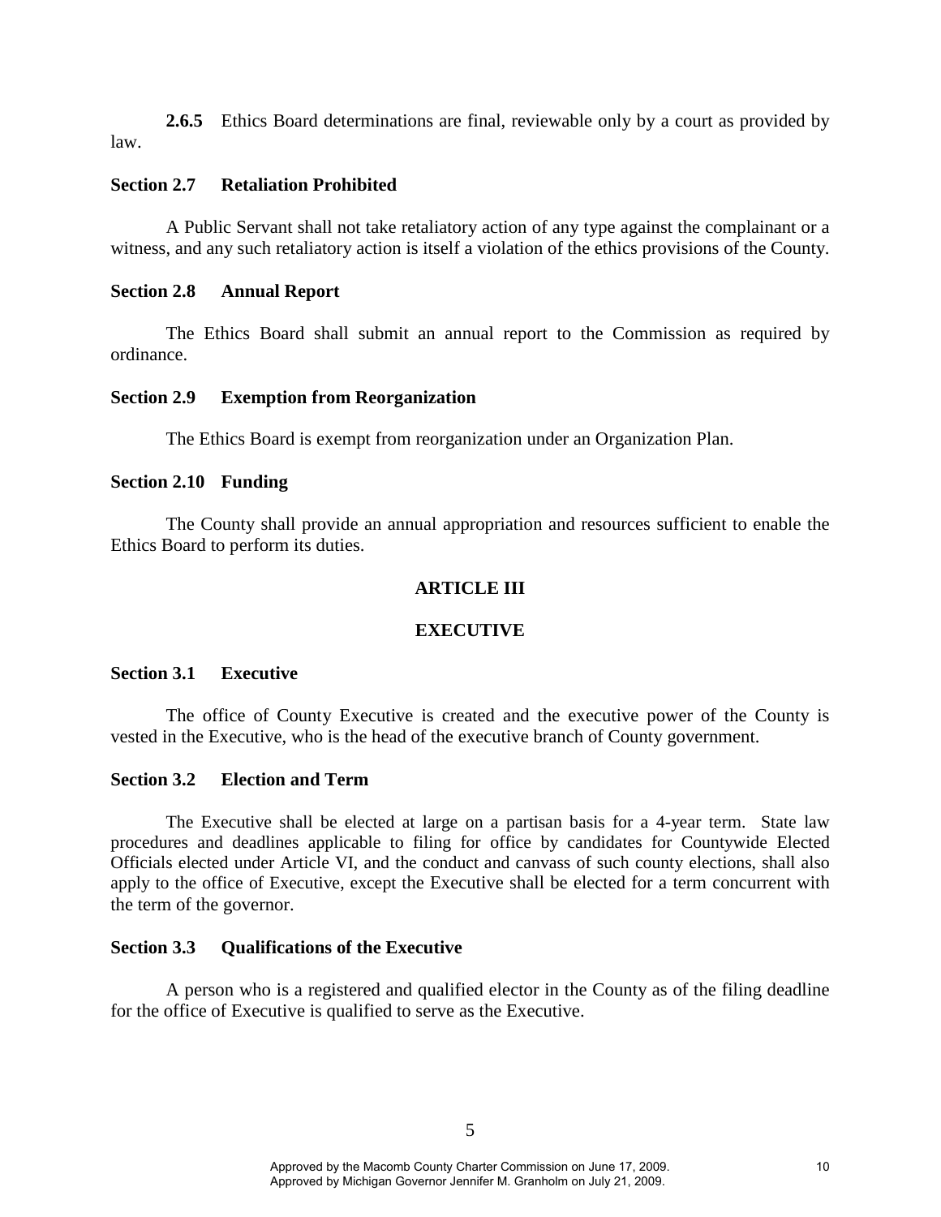**2.6.5** Ethics Board determinations are final, reviewable only by a court as provided by law.

### Section 2.7 Retaliation Prohibited

A Public Servant shall not take retaliatory action of any type against the complainant or a witness, and any such retaliatory action is itself a violation of the ethics provisions of the County.

### Section 2.8 Annual Report

The Ethics Board shall submit an annual report to the Commission as required by ordinance.

### Section 2.9 Exemption from Reorganization

The Ethics Board is exempt from reorganization under an Organization Plan.

### Section 2.10 Funding

The County shall provide an annual appropriation and resources sufficient to enable the Ethics Board to perform its duties.

## ARTICLE III

## EXECUTIVE

### Section 3.1 Executive

The office of County Executive is created and the executive power of the County is vested in the Executive, who is the head of the executive branch of County government.

### Section 3.2 Election and Term

The Executive shall be elected at large on a partisan basis for a 4-year term. State law procedures and deadlines applicable to filing for office by candidates for Countywide Elected Officials elected under Article VI, and the conduct and canvass of such county elections, shall also apply to the office of Executive, except the Executive shall be elected for a term concurrent with the term of the governor.

### Section 3.3 Qualifications of the Executive

A person who is a registered and qualified elector in the County as of the filing deadline for the office of Executive is qualified to serve as the Executive.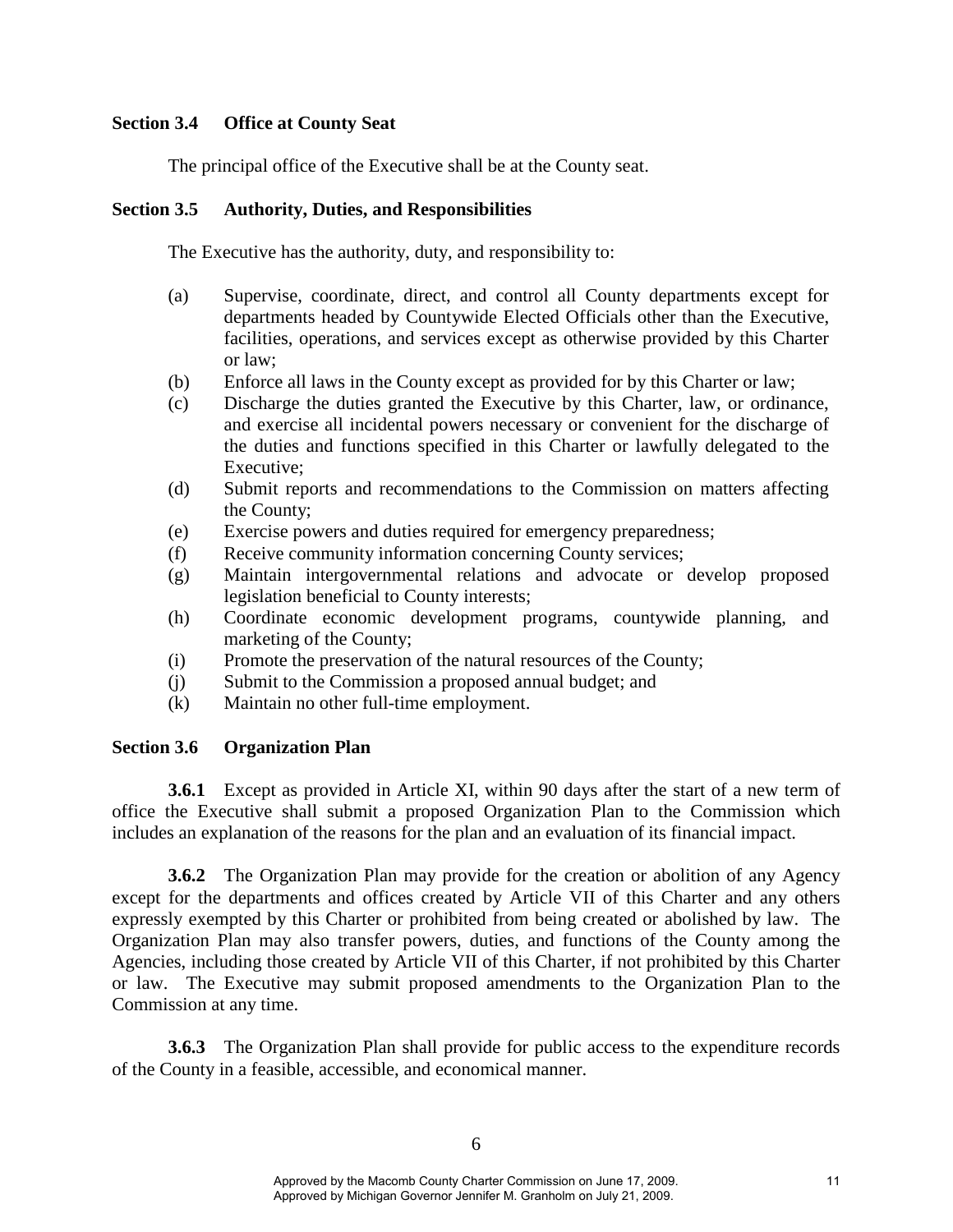### Section 3.4 Office at County Seat

The principal office of the Executive shall be at the County seat.

### Section 3.5 Authority, Duties, and Responsibilities

The Executive has the authority, duty, and responsibility to:

(a) Supervise, coordinate, direct, and control all County departments except for departments headed by Countywide Elected Officials other than the Executive, facilities, operations, and services except as otherwise provided by this Charter or law;

(b) Enforce all laws in the County except as provided for by this Charter or law;

(c) Discharge the duties granted the Executive by this Charter, law, or ordinance, and exercise all incidental powers necessary or convenient for the discharge of the duties and functions specified in this Charter or lawfully delegated to the Executive;

(d) Submit reports and recommendations to the Commission on matters affecting the County;

(e) Exercise powers and duties required for emergency preparedness;

(f) Receive community information concerning County services;

(g) Maintain intergovernmental relations and advocate or develop proposed legislation beneficial to County interests;

(h) Coordinate economic development programs, countywide planning, and marketing of the County;

(i) Promote the preservation of the natural resources of the County;

(j) Submit to the Commission a proposed annual budget; and

(k) Maintain no other full-time employment.

### Section 3.6 Organization Plan

**3.6.1** Except as provided in Article XI, within 90 days after the start of a new term of office the Executive shall submit a proposed Organization Plan to the Commission which includes an explanation of the reasons for the plan and an evaluation of its financial impact.

**3.6.2** The Organization Plan may provide for the creation or abolition of any Agency except for the departments and offices created by Article VII of this Charter and any others expressly exempted by this Charter or prohibited from being created or abolished by law. The Organization Plan may also transfer powers, duties, and functions of the County among the Agencies, including those created by Article VII of this Charter, if not prohibited by this Charter or law. The Executive may submit proposed amendments to the Organization Plan to the Commission at any time.

**3.6.3** The Organization Plan shall provide for public access to the expenditure records of the County in a feasible, accessible, and economical manner.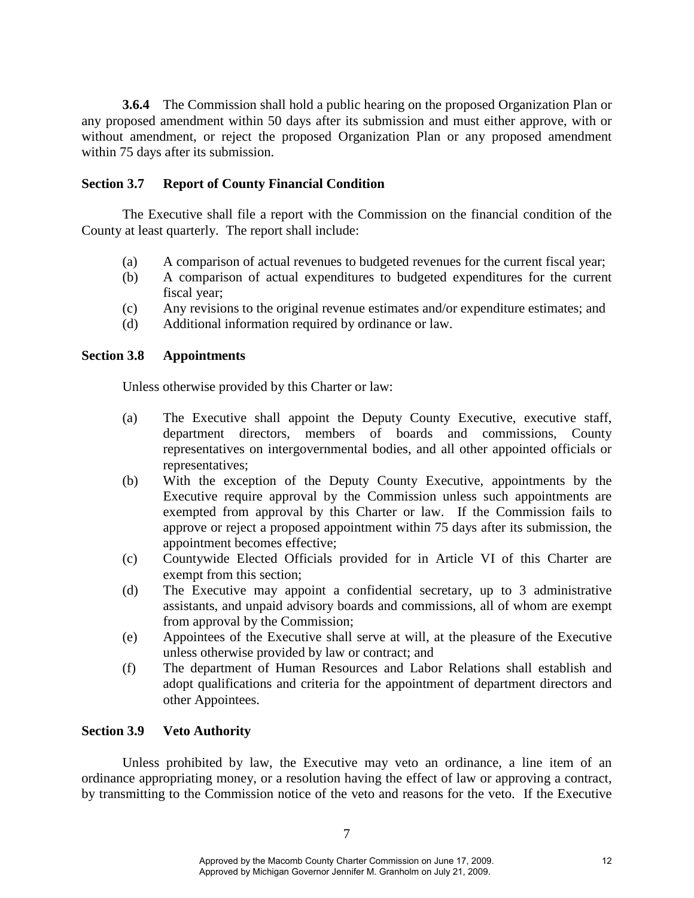**3.6.4** The Commission shall hold a public hearing on the proposed Organization Plan or any proposed amendment within 50 days after its submission and must either approve, with or without amendment, or reject the proposed Organization Plan or any proposed amendment within 75 days after its submission.

### Section 3.7 Report of County Financial Condition

The Executive shall file a report with the Commission on the financial condition of the County at least quarterly. The report shall include:

(a) A comparison of actual revenues to budgeted revenues for the current fiscal year;
(b) A comparison of actual expenditures to budgeted expenditures for the current fiscal year;
(c) Any revisions to the original revenue estimates and/or expenditure estimates; and
(d) Additional information required by ordinance or law.

### Section 3.8 Appointments

Unless otherwise provided by this Charter or law:

(a) The Executive shall appoint the Deputy County Executive, executive staff, department directors, members of boards and commissions, County representatives on intergovernmental bodies, and all other appointed officials or representatives;
(b) With the exception of the Deputy County Executive, appointments by the Executive require approval by the Commission unless such appointments are exempted from approval by this Charter or law. If the Commission fails to approve or reject a proposed appointment within 75 days after its submission, the appointment becomes effective;
(c) Countywide Elected Officials provided for in Article VI of this Charter are exempt from this section;
(d) The Executive may appoint a confidential secretary, up to 3 administrative assistants, and unpaid advisory boards and commissions, all of whom are exempt from approval by the Commission;
(e) Appointees of the Executive shall serve at will, at the pleasure of the Executive unless otherwise provided by law or contract; and
(f) The department of Human Resources and Labor Relations shall establish and adopt qualifications and criteria for the appointment of department directors and other Appointees.

### Section 3.9 Veto Authority

Unless prohibited by law, the Executive may veto an ordinance, a line item of an ordinance appropriating money, or a resolution having the effect of law or approving a contract, by transmitting to the Commission notice of the veto and reasons for the veto. If the Executive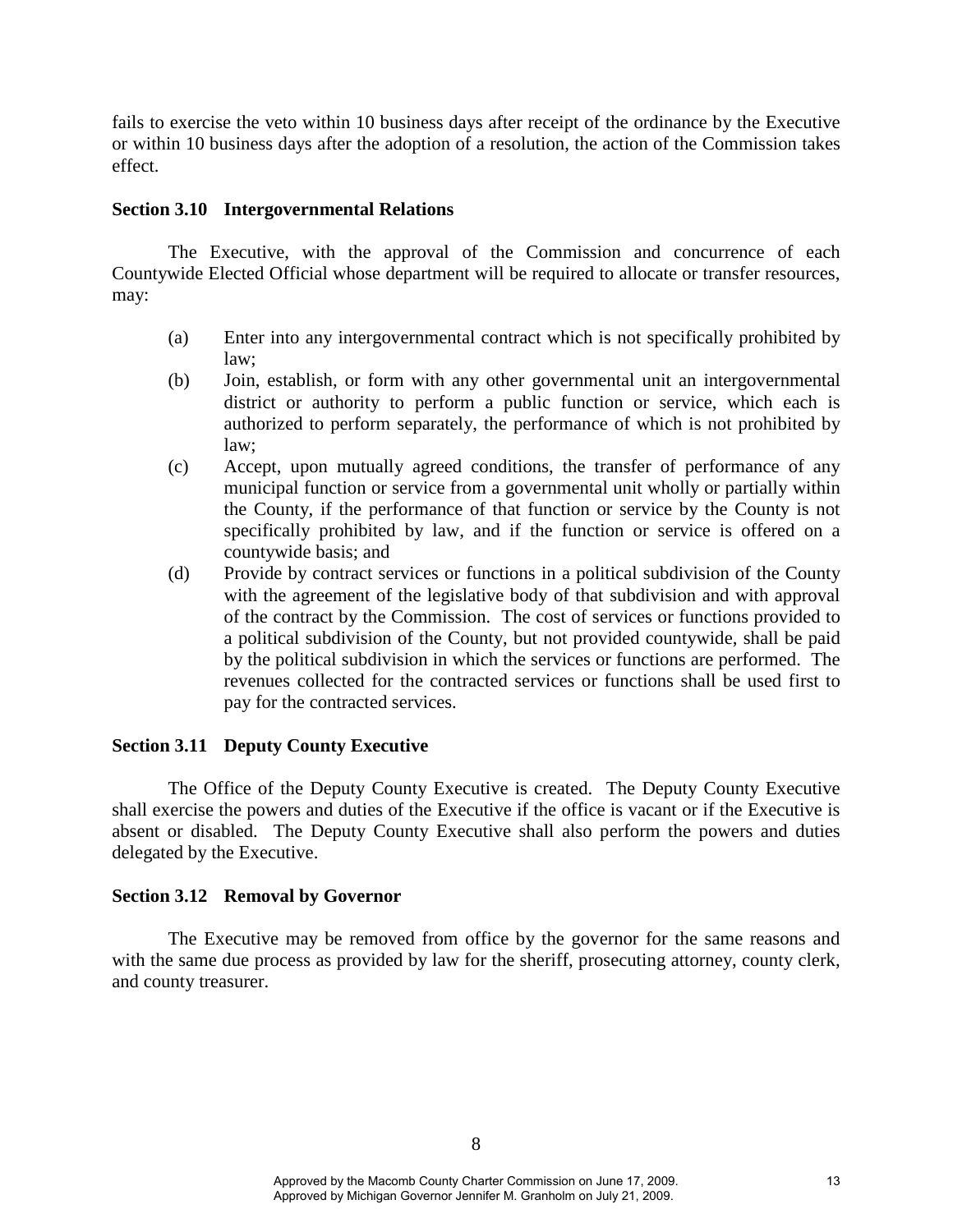fails to exercise the veto within 10 business days after receipt of the ordinance by the Executive or within 10 business days after the adoption of a resolution, the action of the Commission takes effect.

**Section 3.10 Intergovernmental Relations**

The Executive, with the approval of the Commission and concurrence of each Countywide Elected Official whose department will be required to allocate or transfer resources, may:

(a) Enter into any intergovernmental contract which is not specifically prohibited by law;

(b) Join, establish, or form with any other governmental unit an intergovernmental district or authority to perform a public function or service, which each is authorized to perform separately, the performance of which is not prohibited by law;

(c) Accept, upon mutually agreed conditions, the transfer of performance of any municipal function or service from a governmental unit wholly or partially within the County, if the performance of that function or service by the County is not specifically prohibited by law, and if the function or service is offered on a countywide basis; and

(d) Provide by contract services or functions in a political subdivision of the County with the agreement of the legislative body of that subdivision and with approval of the contract by the Commission. The cost of services or functions provided to a political subdivision of the County, but not provided countywide, shall be paid by the political subdivision in which the services or functions are performed. The revenues collected for the contracted services or functions shall be used first to pay for the contracted services.

**Section 3.11 Deputy County Executive**

The Office of the Deputy County Executive is created. The Deputy County Executive shall exercise the powers and duties of the Executive if the office is vacant or if the Executive is absent or disabled. The Deputy County Executive shall also perform the powers and duties delegated by the Executive.

**Section 3.12 Removal by Governor**

The Executive may be removed from office by the governor for the same reasons and with the same due process as provided by law for the sheriff, prosecuting attorney, county clerk, and county treasurer.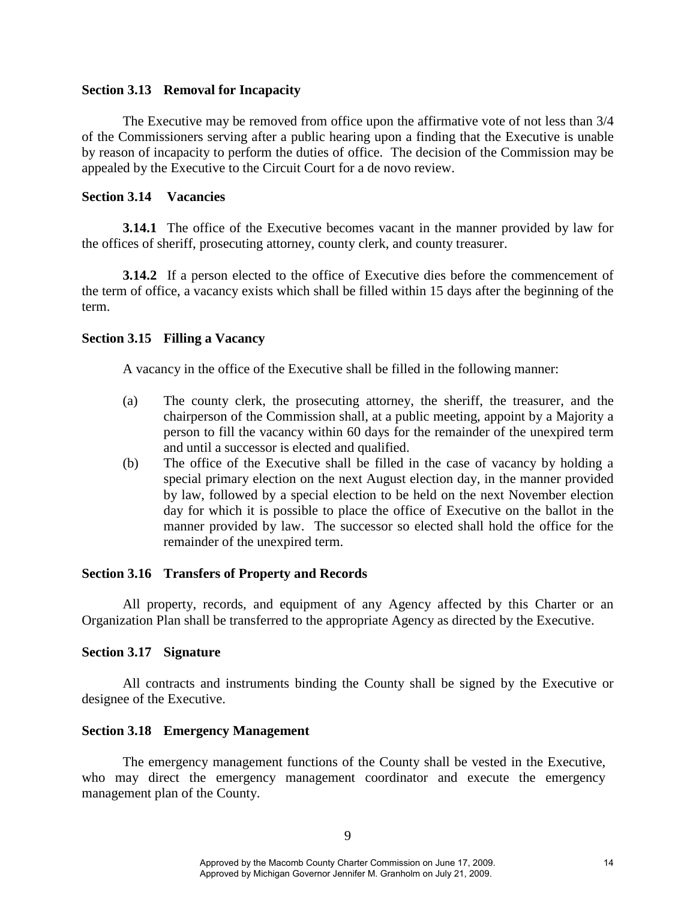### Section 3.13 Removal for Incapacity

The Executive may be removed from office upon the affirmative vote of not less than 3/4 of the Commissioners serving after a public hearing upon a finding that the Executive is unable by reason of incapacity to perform the duties of office. The decision of the Commission may be appealed by the Executive to the Circuit Court for a de novo review.

### Section 3.14 Vacancies

**3.14.1** The office of the Executive becomes vacant in the manner provided by law for the offices of sheriff, prosecuting attorney, county clerk, and county treasurer.

**3.14.2** If a person elected to the office of Executive dies before the commencement of the term of office, a vacancy exists which shall be filled within 15 days after the beginning of the term.

### Section 3.15 Filling a Vacancy

A vacancy in the office of the Executive shall be filled in the following manner:

(a) The county clerk, the prosecuting attorney, the sheriff, the treasurer, and the chairperson of the Commission shall, at a public meeting, appoint by a Majority a person to fill the vacancy within 60 days for the remainder of the unexpired term and until a successor is elected and qualified.

(b) The office of the Executive shall be filled in the case of vacancy by holding a special primary election on the next August election day, in the manner provided by law, followed by a special election to be held on the next November election day for which it is possible to place the office of Executive on the ballot in the manner provided by law. The successor so elected shall hold the office for the remainder of the unexpired term.

### Section 3.16 Transfers of Property and Records

All property, records, and equipment of any Agency affected by this Charter or an Organization Plan shall be transferred to the appropriate Agency as directed by the Executive.

### Section 3.17 Signature

All contracts and instruments binding the County shall be signed by the Executive or designee of the Executive.

### Section 3.18 Emergency Management

The emergency management functions of the County shall be vested in the Executive, who may direct the emergency management coordinator and execute the emergency management plan of the County.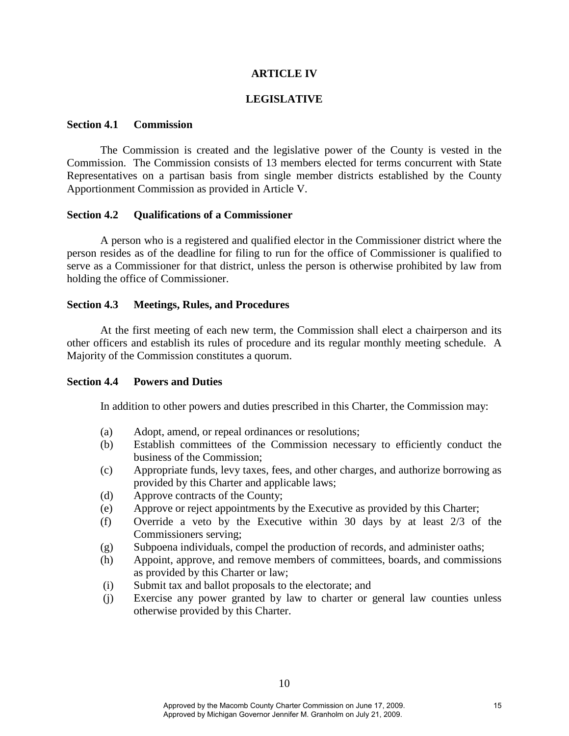# ARTICLE IV

# LEGISLATIVE

## Section 4.1 Commission

The Commission is created and the legislative power of the County is vested in the Commission. The Commission consists of 13 members elected for terms concurrent with State Representatives on a partisan basis from single member districts established by the County Apportionment Commission as provided in Article V.

## Section 4.2 Qualifications of a Commissioner

A person who is a registered and qualified elector in the Commissioner district where the person resides as of the deadline for filing to run for the office of Commissioner is qualified to serve as a Commissioner for that district, unless the person is otherwise prohibited by law from holding the office of Commissioner.

## Section 4.3 Meetings, Rules, and Procedures

At the first meeting of each new term, the Commission shall elect a chairperson and its other officers and establish its rules of procedure and its regular monthly meeting schedule. A Majority of the Commission constitutes a quorum.

## Section 4.4 Powers and Duties

In addition to other powers and duties prescribed in this Charter, the Commission may:

(a) Adopt, amend, or repeal ordinances or resolutions;

(b) Establish committees of the Commission necessary to efficiently conduct the business of the Commission;

(c) Appropriate funds, levy taxes, fees, and other charges, and authorize borrowing as provided by this Charter and applicable laws;

(d) Approve contracts of the County;

(e) Approve or reject appointments by the Executive as provided by this Charter;

(f) Override a veto by the Executive within 30 days by at least 2/3 of the Commissioners serving;

(g) Subpoena individuals, compel the production of records, and administer oaths;

(h) Appoint, approve, and remove members of committees, boards, and commissions as provided by this Charter or law;

(i) Submit tax and ballot proposals to the electorate; and

(j) Exercise any power granted by law to charter or general law counties unless otherwise provided by this Charter.

Approved by the Macomb County Charter Commission on June 17, 2009.
Approved by Michigan Governor Jennifer M. Granholm on July 21, 2009.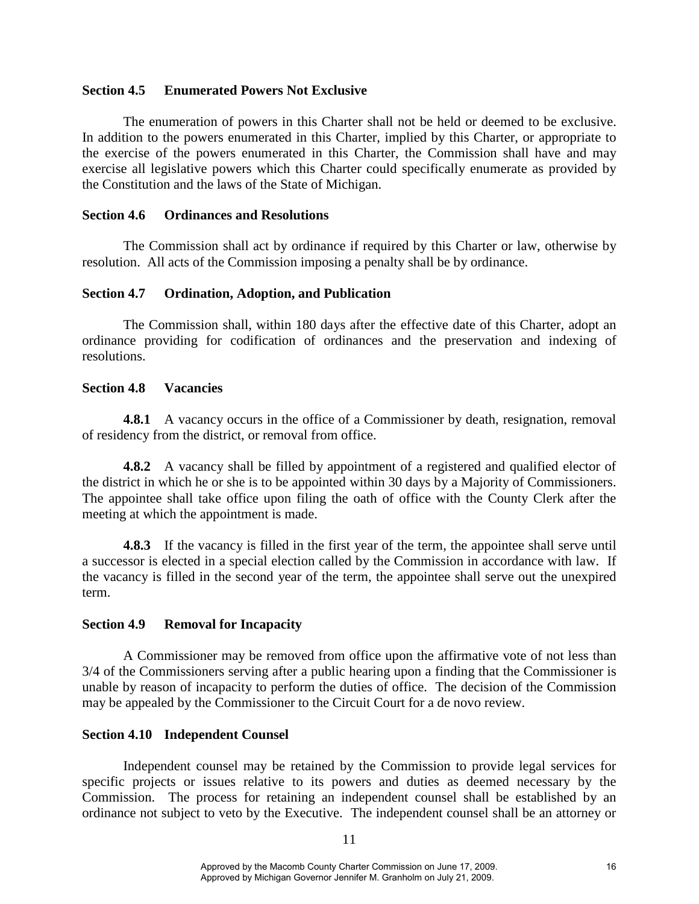### Section 4.5 Enumerated Powers Not Exclusive

The enumeration of powers in this Charter shall not be held or deemed to be exclusive. In addition to the powers enumerated in this Charter, implied by this Charter, or appropriate to the exercise of the powers enumerated in this Charter, the Commission shall have and may exercise all legislative powers which this Charter could specifically enumerate as provided by the Constitution and the laws of the State of Michigan.

### Section 4.6 Ordinances and Resolutions

The Commission shall act by ordinance if required by this Charter or law, otherwise by resolution. All acts of the Commission imposing a penalty shall be by ordinance.

### Section 4.7 Ordination, Adoption, and Publication

The Commission shall, within 180 days after the effective date of this Charter, adopt an ordinance providing for codification of ordinances and the preservation and indexing of resolutions.

### Section 4.8 Vacancies

**4.8.1** A vacancy occurs in the office of a Commissioner by death, resignation, removal of residency from the district, or removal from office.

**4.8.2** A vacancy shall be filled by appointment of a registered and qualified elector of the district in which he or she is to be appointed within 30 days by a Majority of Commissioners. The appointee shall take office upon filing the oath of office with the County Clerk after the meeting at which the appointment is made.

**4.8.3** If the vacancy is filled in the first year of the term, the appointee shall serve until a successor is elected in a special election called by the Commission in accordance with law. If the vacancy is filled in the second year of the term, the appointee shall serve out the unexpired term.

### Section 4.9 Removal for Incapacity

A Commissioner may be removed from office upon the affirmative vote of not less than 3/4 of the Commissioners serving after a public hearing upon a finding that the Commissioner is unable by reason of incapacity to perform the duties of office. The decision of the Commission may be appealed by the Commissioner to the Circuit Court for a de novo review.

### Section 4.10 Independent Counsel

Independent counsel may be retained by the Commission to provide legal services for specific projects or issues relative to its powers and duties as deemed necessary by the Commission. The process for retaining an independent counsel shall be established by an ordinance not subject to veto by the Executive. The independent counsel shall be an attorney or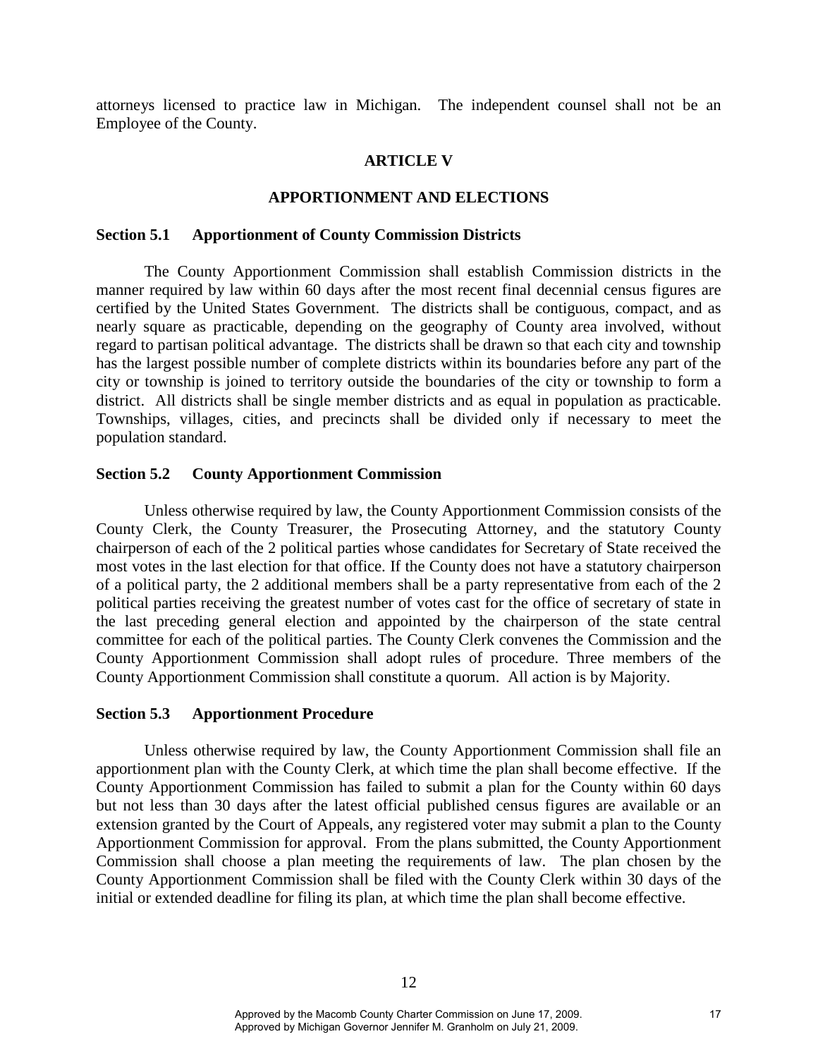attorneys licensed to practice law in Michigan. The independent counsel shall not be an Employee of the County.

## ARTICLE V

## APPORTIONMENT AND ELECTIONS

### Section 5.1 Apportionment of County Commission Districts

The County Apportionment Commission shall establish Commission districts in the manner required by law within 60 days after the most recent final decennial census figures are certified by the United States Government. The districts shall be contiguous, compact, and as nearly square as practicable, depending on the geography of County area involved, without regard to partisan political advantage. The districts shall be drawn so that each city and township has the largest possible number of complete districts within its boundaries before any part of the city or township is joined to territory outside the boundaries of the city or township to form a district. All districts shall be single member districts and as equal in population as practicable. Townships, villages, cities, and precincts shall be divided only if necessary to meet the population standard.

### Section 5.2 County Apportionment Commission

Unless otherwise required by law, the County Apportionment Commission consists of the County Clerk, the County Treasurer, the Prosecuting Attorney, and the statutory County chairperson of each of the 2 political parties whose candidates for Secretary of State received the most votes in the last election for that office. If the County does not have a statutory chairperson of a political party, the 2 additional members shall be a party representative from each of the 2 political parties receiving the greatest number of votes cast for the office of secretary of state in the last preceding general election and appointed by the chairperson of the state central committee for each of the political parties. The County Clerk convenes the Commission and the County Apportionment Commission shall adopt rules of procedure. Three members of the County Apportionment Commission shall constitute a quorum. All action is by Majority.

### Section 5.3 Apportionment Procedure

Unless otherwise required by law, the County Apportionment Commission shall file an apportionment plan with the County Clerk, at which time the plan shall become effective. If the County Apportionment Commission has failed to submit a plan for the County within 60 days but not less than 30 days after the latest official published census figures are available or an extension granted by the Court of Appeals, any registered voter may submit a plan to the County Apportionment Commission for approval. From the plans submitted, the County Apportionment Commission shall choose a plan meeting the requirements of law. The plan chosen by the County Apportionment Commission shall be filed with the County Clerk within 30 days of the initial or extended deadline for filing its plan, at which time the plan shall become effective.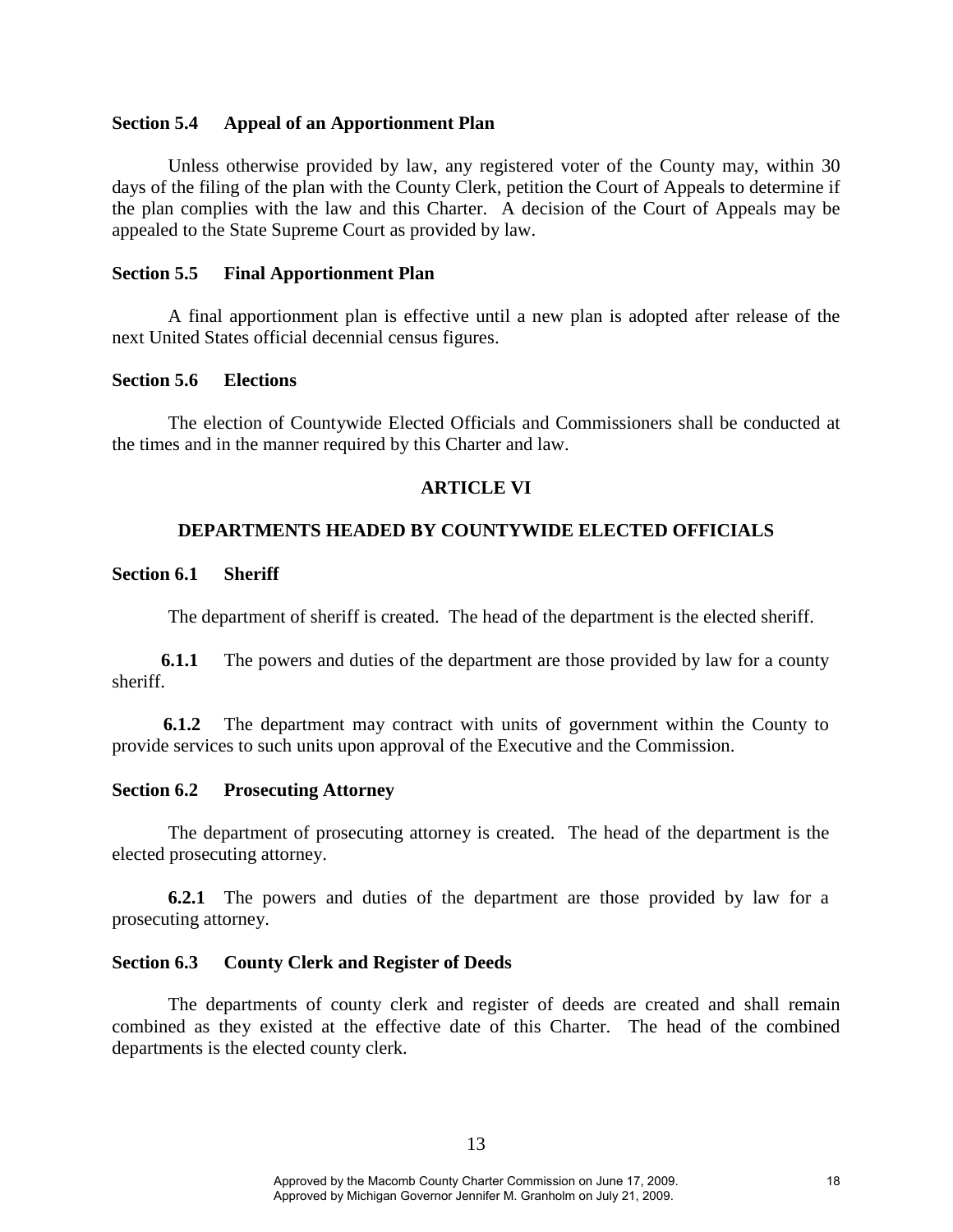### Section 5.4 Appeal of an Apportionment Plan

Unless otherwise provided by law, any registered voter of the County may, within 30 days of the filing of the plan with the County Clerk, petition the Court of Appeals to determine if the plan complies with the law and this Charter. A decision of the Court of Appeals may be appealed to the State Supreme Court as provided by law.

### Section 5.5 Final Apportionment Plan

A final apportionment plan is effective until a new plan is adopted after release of the next United States official decennial census figures.

### Section 5.6 Elections

The election of Countywide Elected Officials and Commissioners shall be conducted at the times and in the manner required by this Charter and law.

## ARTICLE VI

## DEPARTMENTS HEADED BY COUNTYWIDE ELECTED OFFICIALS

### Section 6.1 Sheriff

The department of sheriff is created. The head of the department is the elected sheriff.

**6.1.1** The powers and duties of the department are those provided by law for a county sheriff.

**6.1.2** The department may contract with units of government within the County to provide services to such units upon approval of the Executive and the Commission.

### Section 6.2 Prosecuting Attorney

The department of prosecuting attorney is created. The head of the department is the elected prosecuting attorney.

**6.2.1** The powers and duties of the department are those provided by law for a prosecuting attorney.

### Section 6.3 County Clerk and Register of Deeds

The departments of county clerk and register of deeds are created and shall remain combined as they existed at the effective date of this Charter. The head of the combined departments is the elected county clerk.

Approved by the Macomb County Charter Commission on June 17, 2009.
Approved by Michigan Governor Jennifer M. Granholm on July 21, 2009.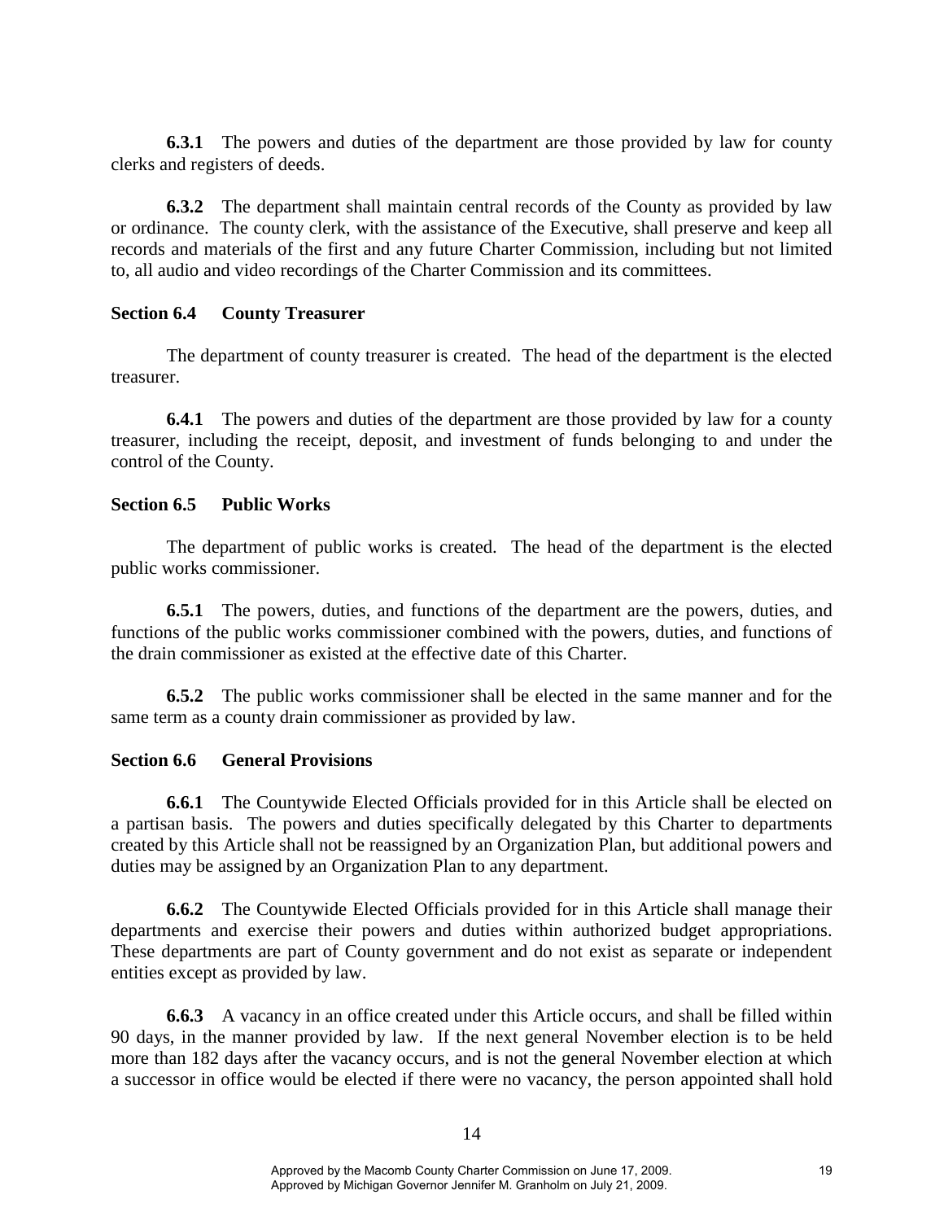**6.3.1** The powers and duties of the department are those provided by law for county clerks and registers of deeds.

**6.3.2** The department shall maintain central records of the County as provided by law or ordinance. The county clerk, with the assistance of the Executive, shall preserve and keep all records and materials of the first and any future Charter Commission, including but not limited to, all audio and video recordings of the Charter Commission and its committees.

### Section 6.4 County Treasurer

The department of county treasurer is created. The head of the department is the elected treasurer.

**6.4.1** The powers and duties of the department are those provided by law for a county treasurer, including the receipt, deposit, and investment of funds belonging to and under the control of the County.

### Section 6.5 Public Works

The department of public works is created. The head of the department is the elected public works commissioner.

**6.5.1** The powers, duties, and functions of the department are the powers, duties, and functions of the public works commissioner combined with the powers, duties, and functions of the drain commissioner as existed at the effective date of this Charter.

**6.5.2** The public works commissioner shall be elected in the same manner and for the same term as a county drain commissioner as provided by law.

### Section 6.6 General Provisions

**6.6.1** The Countywide Elected Officials provided for in this Article shall be elected on a partisan basis. The powers and duties specifically delegated by this Charter to departments created by this Article shall not be reassigned by an Organization Plan, but additional powers and duties may be assigned by an Organization Plan to any department.

**6.6.2** The Countywide Elected Officials provided for in this Article shall manage their departments and exercise their powers and duties within authorized budget appropriations. These departments are part of County government and do not exist as separate or independent entities except as provided by law.

**6.6.3** A vacancy in an office created under this Article occurs, and shall be filled within 90 days, in the manner provided by law. If the next general November election is to be held more than 182 days after the vacancy occurs, and is not the general November election at which a successor in office would be elected if there were no vacancy, the person appointed shall hold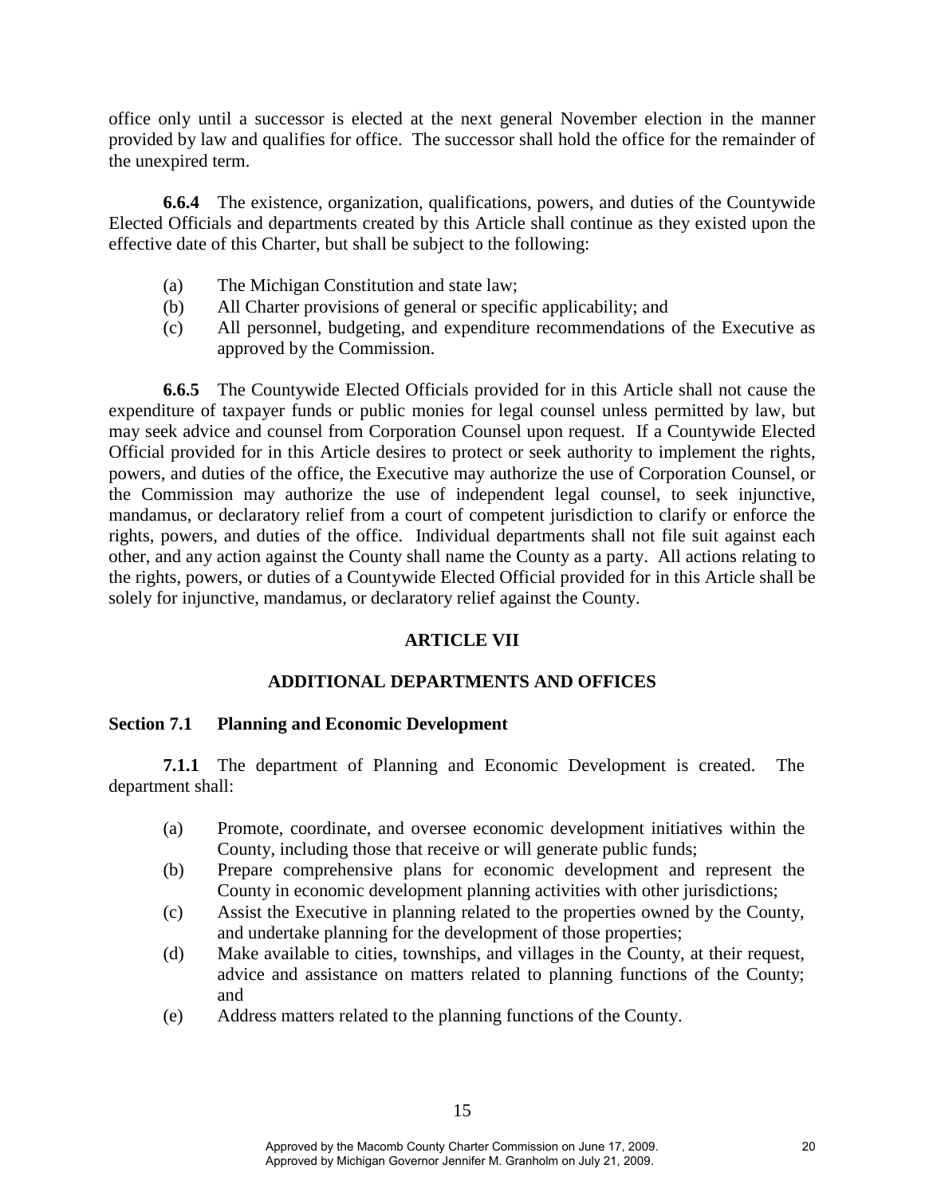office only until a successor is elected at the next general November election in the manner provided by law and qualifies for office. The successor shall hold the office for the remainder of the unexpired term.

**6.6.4** The existence, organization, qualifications, powers, and duties of the Countywide Elected Officials and departments created by this Article shall continue as they existed upon the effective date of this Charter, but shall be subject to the following:

(a) The Michigan Constitution and state law;
(b) All Charter provisions of general or specific applicability; and
(c) All personnel, budgeting, and expenditure recommendations of the Executive as approved by the Commission.

**6.6.5** The Countywide Elected Officials provided for in this Article shall not cause the expenditure of taxpayer funds or public monies for legal counsel unless permitted by law, but may seek advice and counsel from Corporation Counsel upon request. If a Countywide Elected Official provided for in this Article desires to protect or seek authority to implement the rights, powers, and duties of the office, the Executive may authorize the use of Corporation Counsel, or the Commission may authorize the use of independent legal counsel, to seek injunctive, mandamus, or declaratory relief from a court of competent jurisdiction to clarify or enforce the rights, powers, and duties of the office. Individual departments shall not file suit against each other, and any action against the County shall name the County as a party. All actions relating to the rights, powers, or duties of a Countywide Elected Official provided for in this Article shall be solely for injunctive, mandamus, or declaratory relief against the County.

## ARTICLE VII

## ADDITIONAL DEPARTMENTS AND OFFICES

### Section 7.1 Planning and Economic Development

**7.1.1** The department of Planning and Economic Development is created. The department shall:

(a) Promote, coordinate, and oversee economic development initiatives within the County, including those that receive or will generate public funds;
(b) Prepare comprehensive plans for economic development and represent the County in economic development planning activities with other jurisdictions;
(c) Assist the Executive in planning related to the properties owned by the County, and undertake planning for the development of those properties;
(d) Make available to cities, townships, and villages in the County, at their request, advice and assistance on matters related to planning functions of the County; and
(e) Address matters related to the planning functions of the County.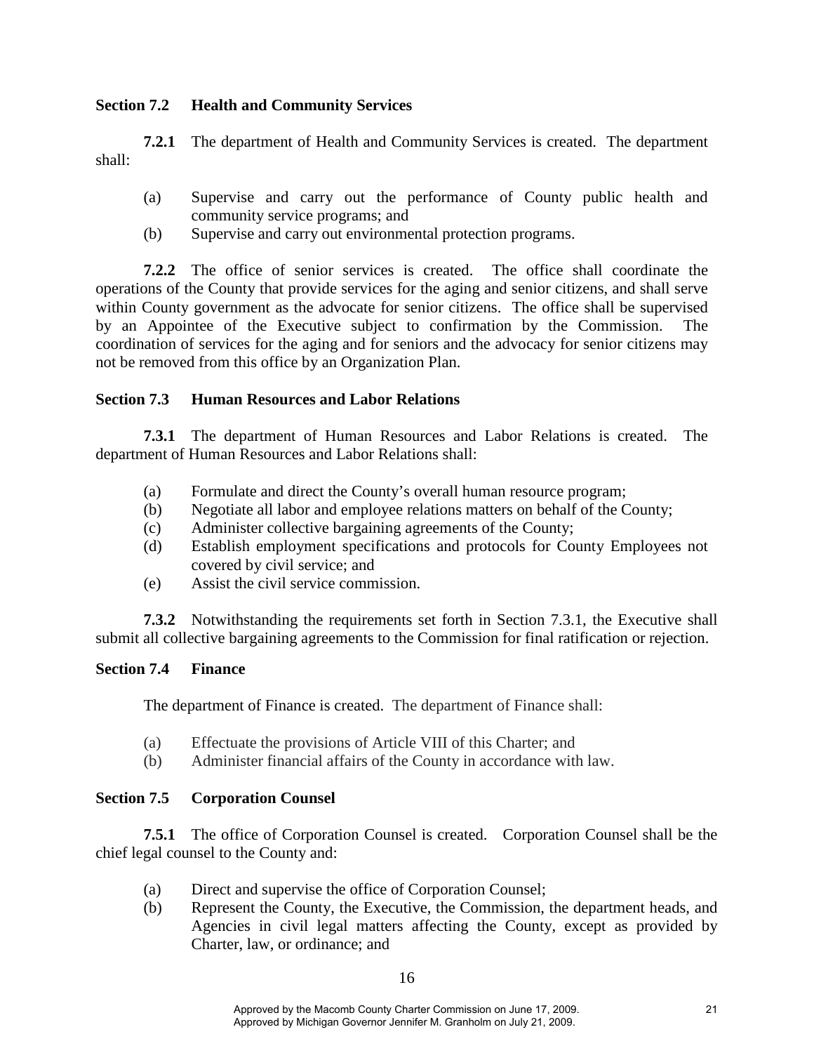### Section 7.2 Health and Community Services

**7.2.1** The department of Health and Community Services is created. The department shall:

(a) Supervise and carry out the performance of County public health and community service programs; and

(b) Supervise and carry out environmental protection programs.

**7.2.2** The office of senior services is created. The office shall coordinate the operations of the County that provide services for the aging and senior citizens, and shall serve within County government as the advocate for senior citizens. The office shall be supervised by an Appointee of the Executive subject to confirmation by the Commission. The coordination of services for the aging and for seniors and the advocacy for senior citizens may not be removed from this office by an Organization Plan.

### Section 7.3 Human Resources and Labor Relations

**7.3.1** The department of Human Resources and Labor Relations is created. The department of Human Resources and Labor Relations shall:

(a) Formulate and direct the County's overall human resource program;

(b) Negotiate all labor and employee relations matters on behalf of the County;

(c) Administer collective bargaining agreements of the County;

(d) Establish employment specifications and protocols for County Employees not covered by civil service; and

(e) Assist the civil service commission.

**7.3.2** Notwithstanding the requirements set forth in Section 7.3.1, the Executive shall submit all collective bargaining agreements to the Commission for final ratification or rejection.

### Section 7.4 Finance

The department of Finance is created. The department of Finance shall:

(a) Effectuate the provisions of Article VIII of this Charter; and

(b) Administer financial affairs of the County in accordance with law.

### Section 7.5 Corporation Counsel

**7.5.1** The office of Corporation Counsel is created. Corporation Counsel shall be the chief legal counsel to the County and:

(a) Direct and supervise the office of Corporation Counsel;

(b) Represent the County, the Executive, the Commission, the department heads, and Agencies in civil legal matters affecting the County, except as provided by Charter, law, or ordinance; and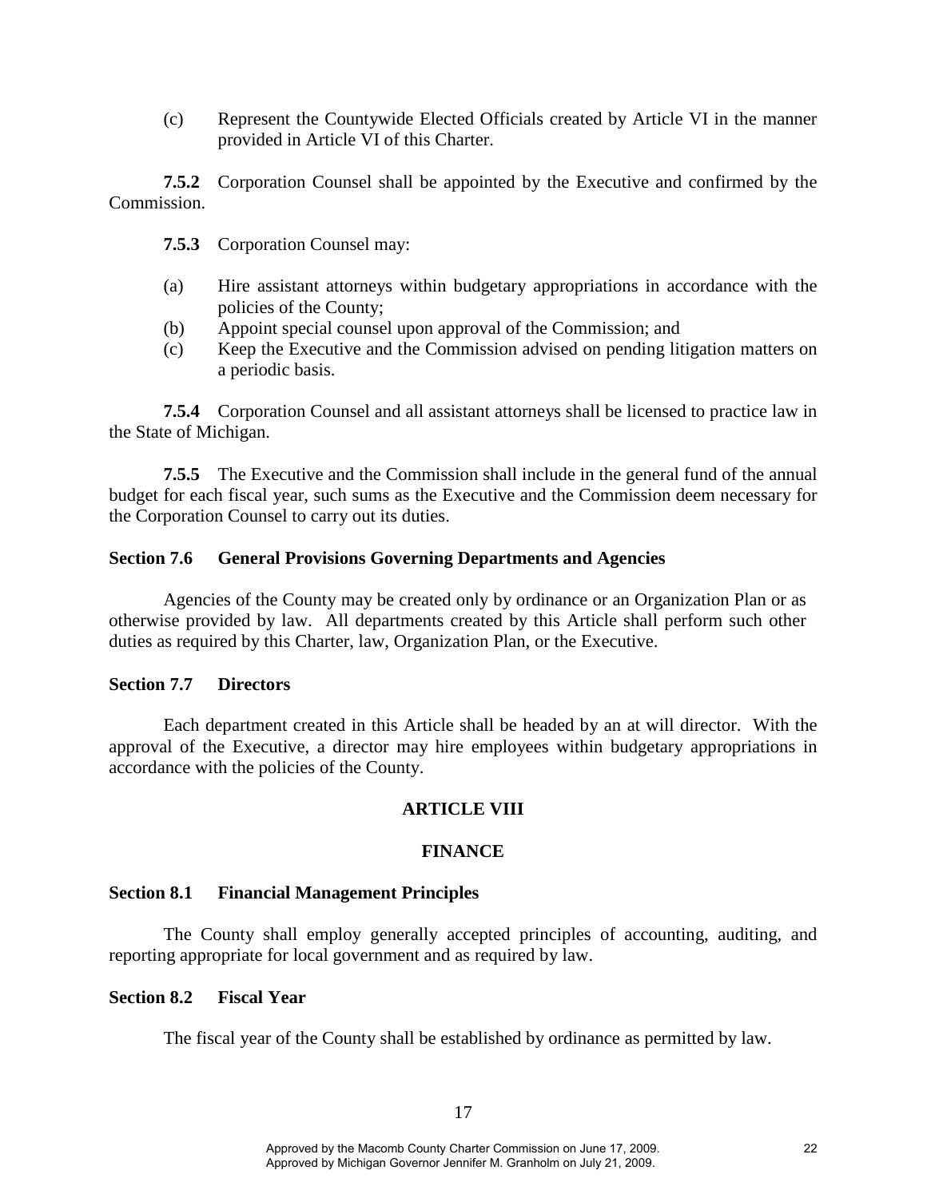(c) Represent the Countywide Elected Officials created by Article VI in the manner provided in Article VI of this Charter.

**7.5.2** Corporation Counsel shall be appointed by the Executive and confirmed by the Commission.

**7.5.3** Corporation Counsel may:

(a) Hire assistant attorneys within budgetary appropriations in accordance with the policies of the County;
(b) Appoint special counsel upon approval of the Commission; and
(c) Keep the Executive and the Commission advised on pending litigation matters on a periodic basis.

**7.5.4** Corporation Counsel and all assistant attorneys shall be licensed to practice law in the State of Michigan.

**7.5.5** The Executive and the Commission shall include in the general fund of the annual budget for each fiscal year, such sums as the Executive and the Commission deem necessary for the Corporation Counsel to carry out its duties.

### Section 7.6 General Provisions Governing Departments and Agencies

Agencies of the County may be created only by ordinance or an Organization Plan or as otherwise provided by law. All departments created by this Article shall perform such other duties as required by this Charter, law, Organization Plan, or the Executive.

### Section 7.7 Directors

Each department created in this Article shall be headed by an at will director. With the approval of the Executive, a director may hire employees within budgetary appropriations in accordance with the policies of the County.

## ARTICLE VIII

## FINANCE

### Section 8.1 Financial Management Principles

The County shall employ generally accepted principles of accounting, auditing, and reporting appropriate for local government and as required by law.

### Section 8.2 Fiscal Year

The fiscal year of the County shall be established by ordinance as permitted by law.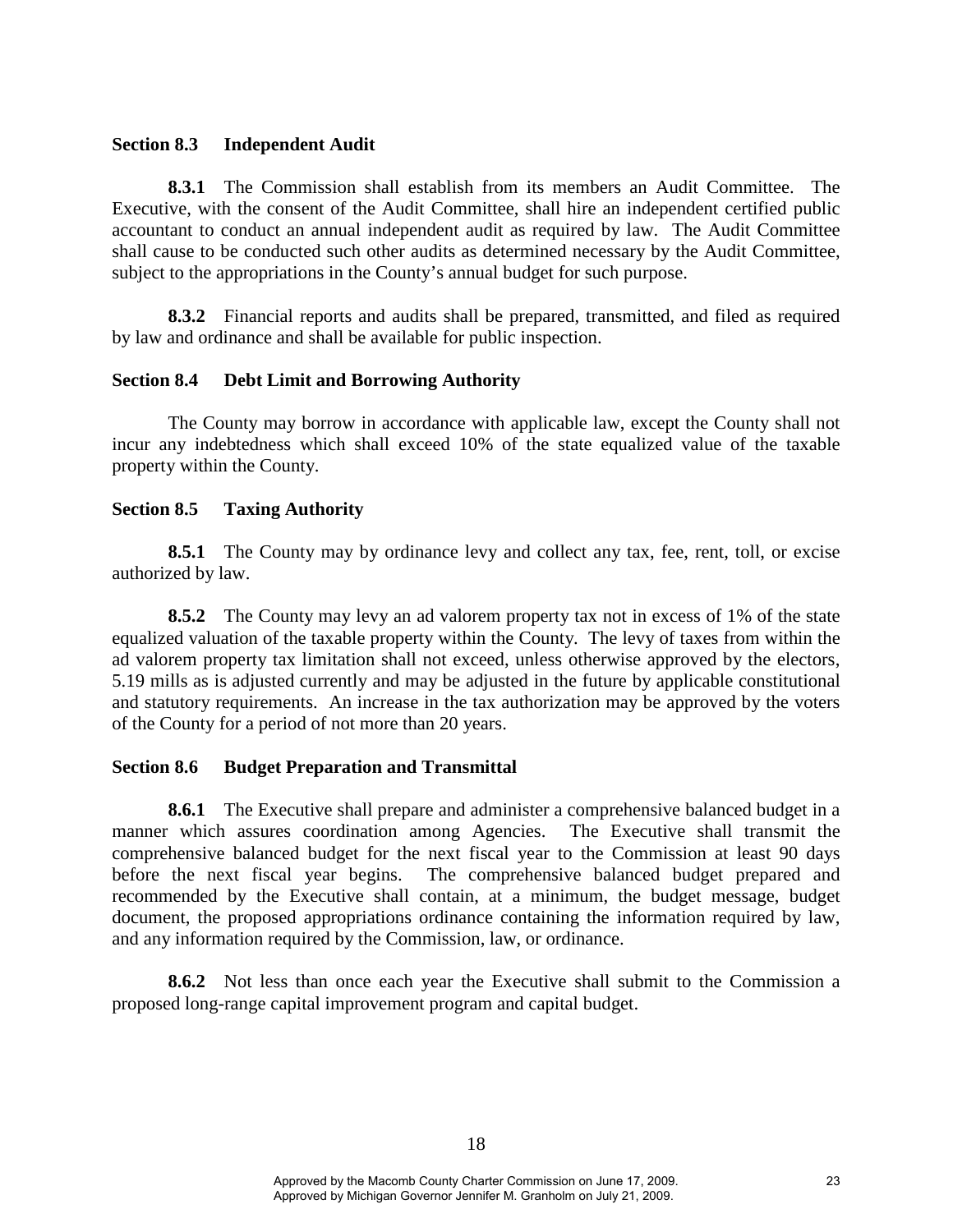### Section 8.3 Independent Audit

**8.3.1** The Commission shall establish from its members an Audit Committee. The Executive, with the consent of the Audit Committee, shall hire an independent certified public accountant to conduct an annual independent audit as required by law. The Audit Committee shall cause to be conducted such other audits as determined necessary by the Audit Committee, subject to the appropriations in the County's annual budget for such purpose.

**8.3.2** Financial reports and audits shall be prepared, transmitted, and filed as required by law and ordinance and shall be available for public inspection.

### Section 8.4 Debt Limit and Borrowing Authority

The County may borrow in accordance with applicable law, except the County shall not incur any indebtedness which shall exceed 10% of the state equalized value of the taxable property within the County.

### Section 8.5 Taxing Authority

**8.5.1** The County may by ordinance levy and collect any tax, fee, rent, toll, or excise authorized by law.

**8.5.2** The County may levy an ad valorem property tax not in excess of 1% of the state equalized valuation of the taxable property within the County. The levy of taxes from within the ad valorem property tax limitation shall not exceed, unless otherwise approved by the electors, 5.19 mills as is adjusted currently and may be adjusted in the future by applicable constitutional and statutory requirements. An increase in the tax authorization may be approved by the voters of the County for a period of not more than 20 years.

### Section 8.6 Budget Preparation and Transmittal

**8.6.1** The Executive shall prepare and administer a comprehensive balanced budget in a manner which assures coordination among Agencies. The Executive shall transmit the comprehensive balanced budget for the next fiscal year to the Commission at least 90 days before the next fiscal year begins. The comprehensive balanced budget prepared and recommended by the Executive shall contain, at a minimum, the budget message, budget document, the proposed appropriations ordinance containing the information required by law, and any information required by the Commission, law, or ordinance.

**8.6.2** Not less than once each year the Executive shall submit to the Commission a proposed long-range capital improvement program and capital budget.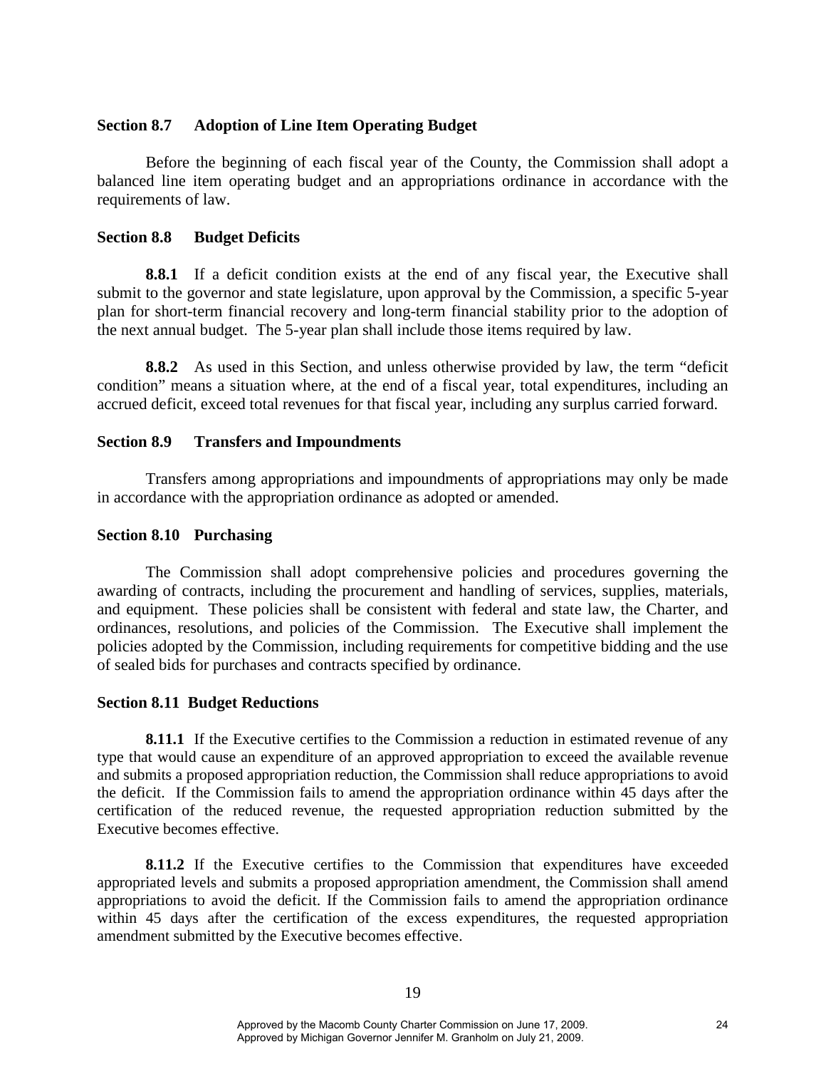### Section 8.7 Adoption of Line Item Operating Budget

Before the beginning of each fiscal year of the County, the Commission shall adopt a balanced line item operating budget and an appropriations ordinance in accordance with the requirements of law.

### Section 8.8 Budget Deficits

**8.8.1** If a deficit condition exists at the end of any fiscal year, the Executive shall submit to the governor and state legislature, upon approval by the Commission, a specific 5-year plan for short-term financial recovery and long-term financial stability prior to the adoption of the next annual budget. The 5-year plan shall include those items required by law.

**8.8.2** As used in this Section, and unless otherwise provided by law, the term "deficit condition" means a situation where, at the end of a fiscal year, total expenditures, including an accrued deficit, exceed total revenues for that fiscal year, including any surplus carried forward.

### Section 8.9 Transfers and Impoundments

Transfers among appropriations and impoundments of appropriations may only be made in accordance with the appropriation ordinance as adopted or amended.

### Section 8.10 Purchasing

The Commission shall adopt comprehensive policies and procedures governing the awarding of contracts, including the procurement and handling of services, supplies, materials, and equipment. These policies shall be consistent with federal and state law, the Charter, and ordinances, resolutions, and policies of the Commission. The Executive shall implement the policies adopted by the Commission, including requirements for competitive bidding and the use of sealed bids for purchases and contracts specified by ordinance.

### Section 8.11 Budget Reductions

**8.11.1** If the Executive certifies to the Commission a reduction in estimated revenue of any type that would cause an expenditure of an approved appropriation to exceed the available revenue and submits a proposed appropriation reduction, the Commission shall reduce appropriations to avoid the deficit. If the Commission fails to amend the appropriation ordinance within 45 days after the certification of the reduced revenue, the requested appropriation reduction submitted by the Executive becomes effective.

**8.11.2** If the Executive certifies to the Commission that expenditures have exceeded appropriated levels and submits a proposed appropriation amendment, the Commission shall amend appropriations to avoid the deficit. If the Commission fails to amend the appropriation ordinance within 45 days after the certification of the excess expenditures, the requested appropriation amendment submitted by the Executive becomes effective.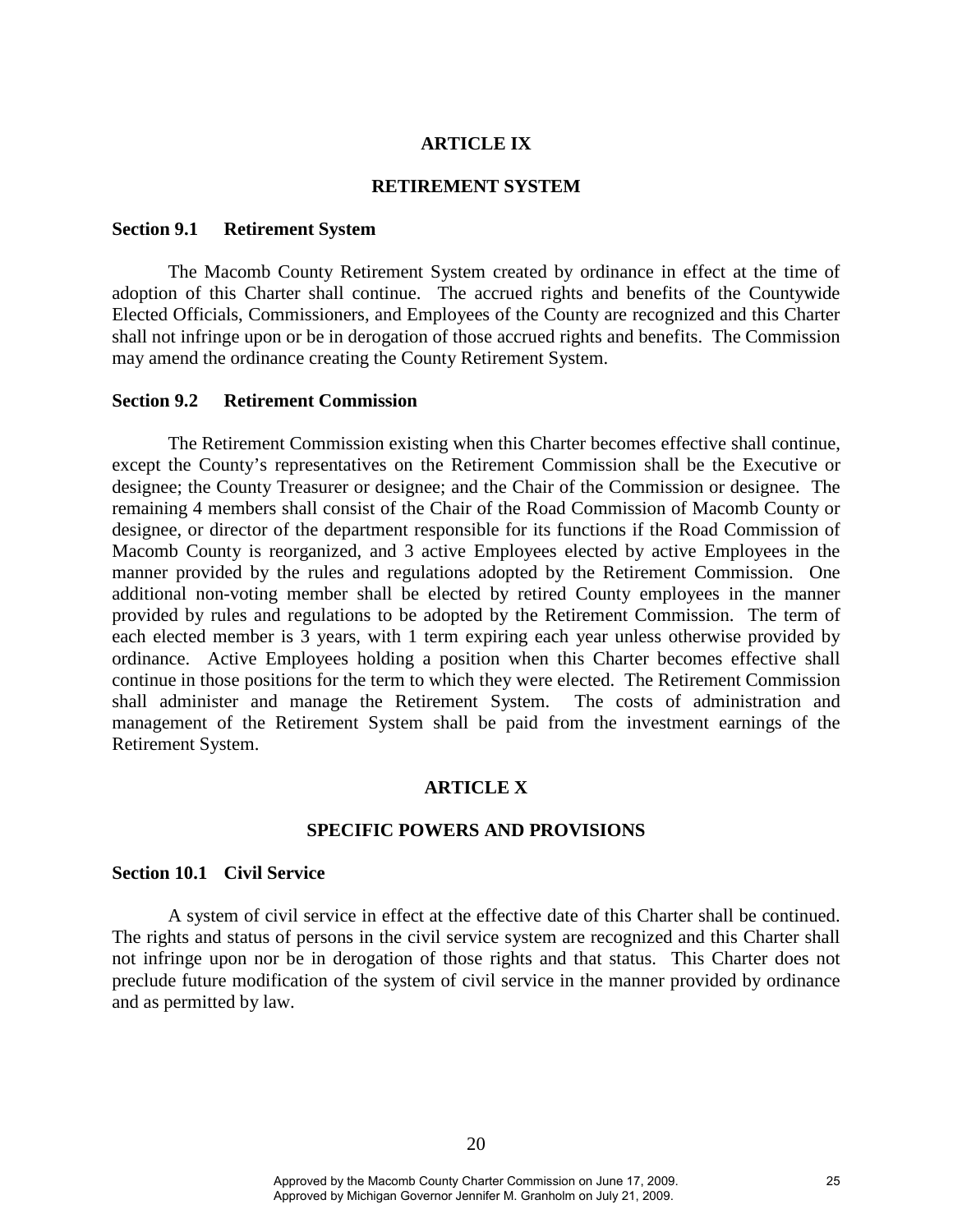## ARTICLE IX

## RETIREMENT SYSTEM

### Section 9.1 Retirement System

The Macomb County Retirement System created by ordinance in effect at the time of adoption of this Charter shall continue. The accrued rights and benefits of the Countywide Elected Officials, Commissioners, and Employees of the County are recognized and this Charter shall not infringe upon or be in derogation of those accrued rights and benefits. The Commission may amend the ordinance creating the County Retirement System.

### Section 9.2 Retirement Commission

The Retirement Commission existing when this Charter becomes effective shall continue, except the County's representatives on the Retirement Commission shall be the Executive or designee; the County Treasurer or designee; and the Chair of the Commission or designee. The remaining 4 members shall consist of the Chair of the Road Commission of Macomb County or designee, or director of the department responsible for its functions if the Road Commission of Macomb County is reorganized, and 3 active Employees elected by active Employees in the manner provided by the rules and regulations adopted by the Retirement Commission. One additional non-voting member shall be elected by retired County employees in the manner provided by rules and regulations to be adopted by the Retirement Commission. The term of each elected member is 3 years, with 1 term expiring each year unless otherwise provided by ordinance. Active Employees holding a position when this Charter becomes effective shall continue in those positions for the term to which they were elected. The Retirement Commission shall administer and manage the Retirement System. The costs of administration and management of the Retirement System shall be paid from the investment earnings of the Retirement System.

## ARTICLE X

## SPECIFIC POWERS AND PROVISIONS

### Section 10.1 Civil Service

A system of civil service in effect at the effective date of this Charter shall be continued. The rights and status of persons in the civil service system are recognized and this Charter shall not infringe upon nor be in derogation of those rights and that status. This Charter does not preclude future modification of the system of civil service in the manner provided by ordinance and as permitted by law.

Approved by the Macomb County Charter Commission on June 17, 2009.
Approved by Michigan Governor Jennifer M. Granholm on July 21, 2009.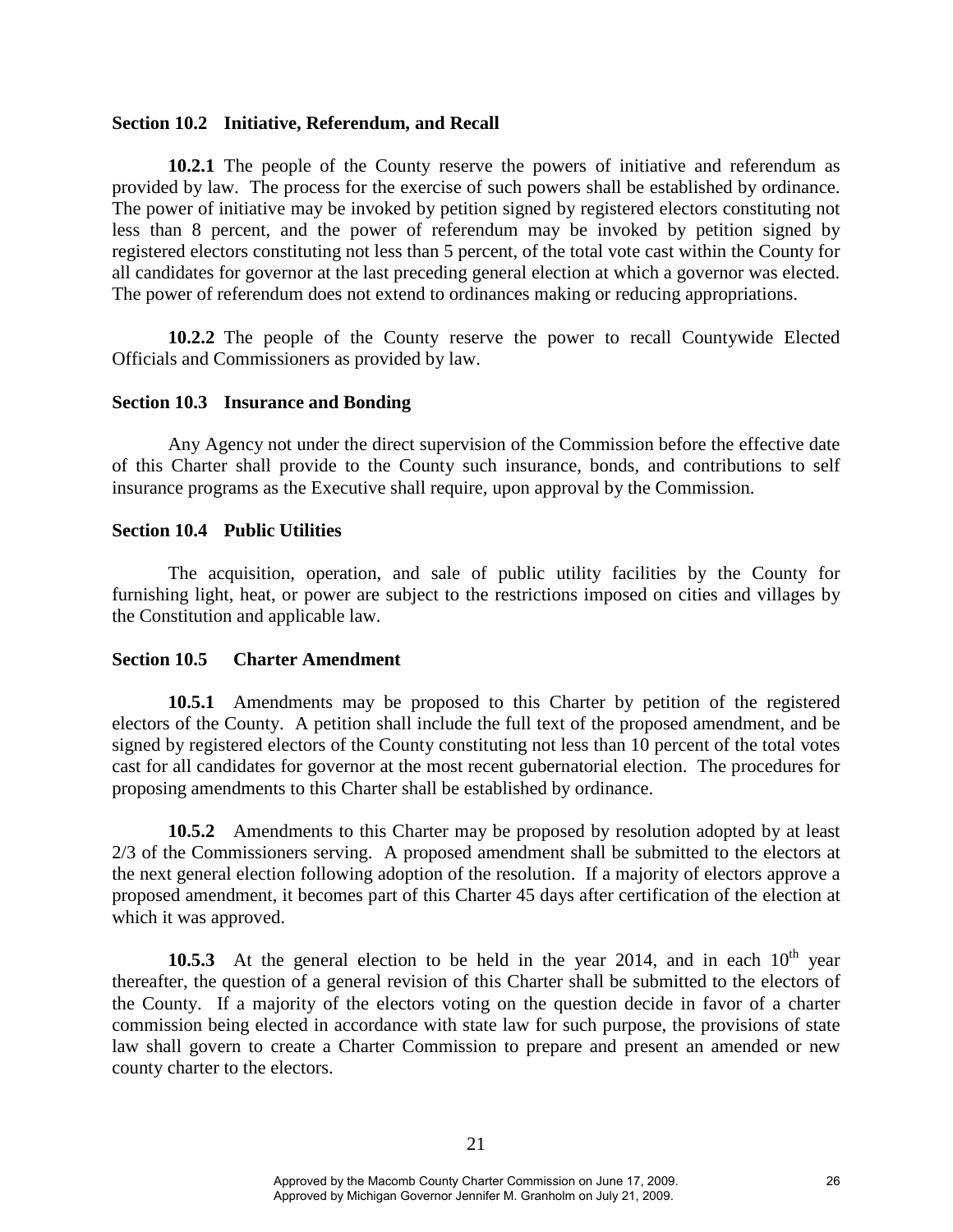### Section 10.2 Initiative, Referendum, and Recall

**10.2.1** The people of the County reserve the powers of initiative and referendum as provided by law. The process for the exercise of such powers shall be established by ordinance. The power of initiative may be invoked by petition signed by registered electors constituting not less than 8 percent, and the power of referendum may be invoked by petition signed by registered electors constituting not less than 5 percent, of the total vote cast within the County for all candidates for governor at the last preceding general election at which a governor was elected. The power of referendum does not extend to ordinances making or reducing appropriations.

**10.2.2** The people of the County reserve the power to recall Countywide Elected Officials and Commissioners as provided by law.

### Section 10.3 Insurance and Bonding

Any Agency not under the direct supervision of the Commission before the effective date of this Charter shall provide to the County such insurance, bonds, and contributions to self insurance programs as the Executive shall require, upon approval by the Commission.

### Section 10.4 Public Utilities

The acquisition, operation, and sale of public utility facilities by the County for furnishing light, heat, or power are subject to the restrictions imposed on cities and villages by the Constitution and applicable law.

### Section 10.5 Charter Amendment

**10.5.1** Amendments may be proposed to this Charter by petition of the registered electors of the County. A petition shall include the full text of the proposed amendment, and be signed by registered electors of the County constituting not less than 10 percent of the total votes cast for all candidates for governor at the most recent gubernatorial election. The procedures for proposing amendments to this Charter shall be established by ordinance.

**10.5.2** Amendments to this Charter may be proposed by resolution adopted by at least 2/3 of the Commissioners serving. A proposed amendment shall be submitted to the electors at the next general election following adoption of the resolution. If a majority of electors approve a proposed amendment, it becomes part of this Charter 45 days after certification of the election at which it was approved.

**10.5.3** At the general election to be held in the year 2014, and in each 10th year thereafter, the question of a general revision of this Charter shall be submitted to the electors of the County. If a majority of the electors voting on the question decide in favor of a charter commission being elected in accordance with state law for such purpose, the provisions of state law shall govern to create a Charter Commission to prepare and present an amended or new county charter to the electors.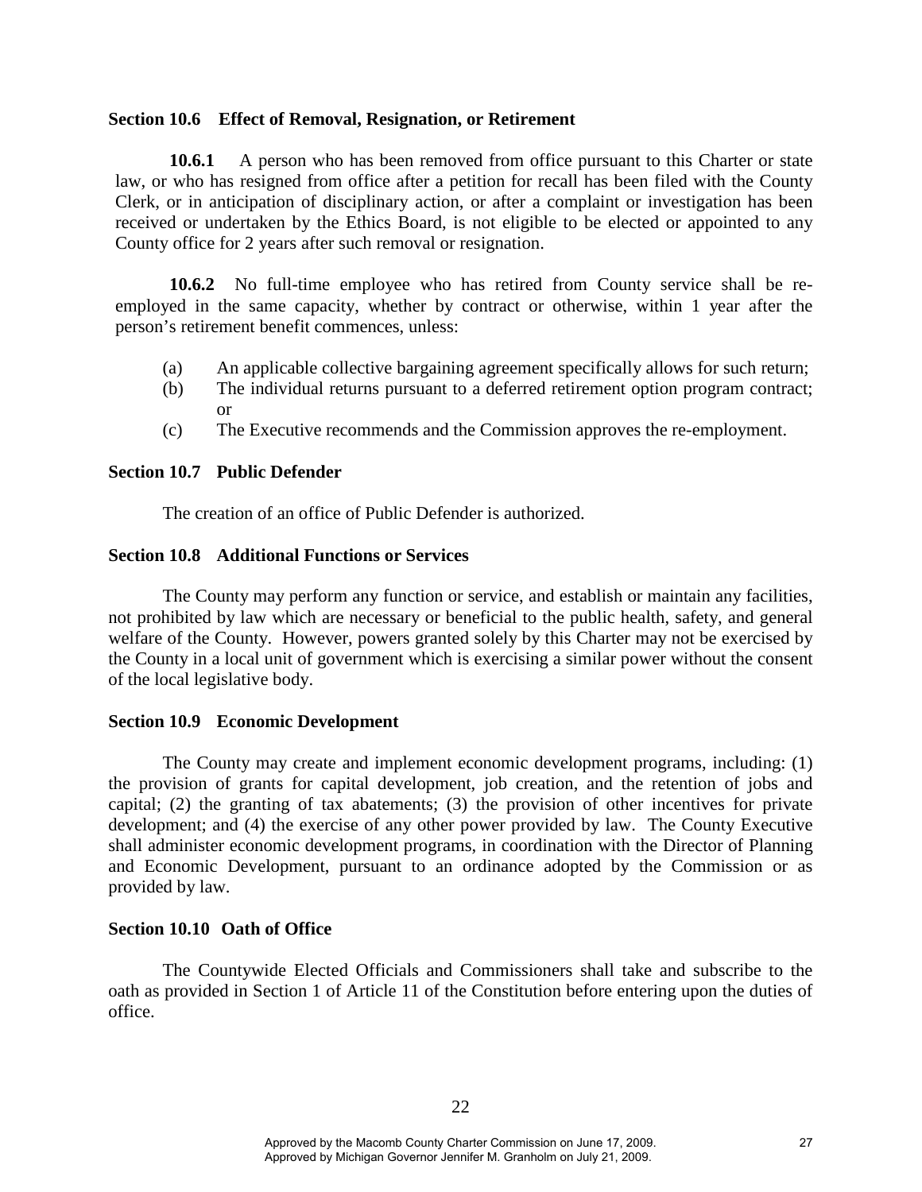### Section 10.6 Effect of Removal, Resignation, or Retirement

**10.6.1** A person who has been removed from office pursuant to this Charter or state law, or who has resigned from office after a petition for recall has been filed with the County Clerk, or in anticipation of disciplinary action, or after a complaint or investigation has been received or undertaken by the Ethics Board, is not eligible to be elected or appointed to any County office for 2 years after such removal or resignation.

**10.6.2** No full-time employee who has retired from County service shall be re-employed in the same capacity, whether by contract or otherwise, within 1 year after the person's retirement benefit commences, unless:

(a) An applicable collective bargaining agreement specifically allows for such return;

(b) The individual returns pursuant to a deferred retirement option program contract; or

(c) The Executive recommends and the Commission approves the re-employment.

### Section 10.7 Public Defender

The creation of an office of Public Defender is authorized.

### Section 10.8 Additional Functions or Services

The County may perform any function or service, and establish or maintain any facilities, not prohibited by law which are necessary or beneficial to the public health, safety, and general welfare of the County. However, powers granted solely by this Charter may not be exercised by the County in a local unit of government which is exercising a similar power without the consent of the local legislative body.

### Section 10.9 Economic Development

The County may create and implement economic development programs, including: (1) the provision of grants for capital development, job creation, and the retention of jobs and capital; (2) the granting of tax abatements; (3) the provision of other incentives for private development; and (4) the exercise of any other power provided by law. The County Executive shall administer economic development programs, in coordination with the Director of Planning and Economic Development, pursuant to an ordinance adopted by the Commission or as provided by law.

### Section 10.10 Oath of Office

The Countywide Elected Officials and Commissioners shall take and subscribe to the oath as provided in Section 1 of Article 11 of the Constitution before entering upon the duties of office.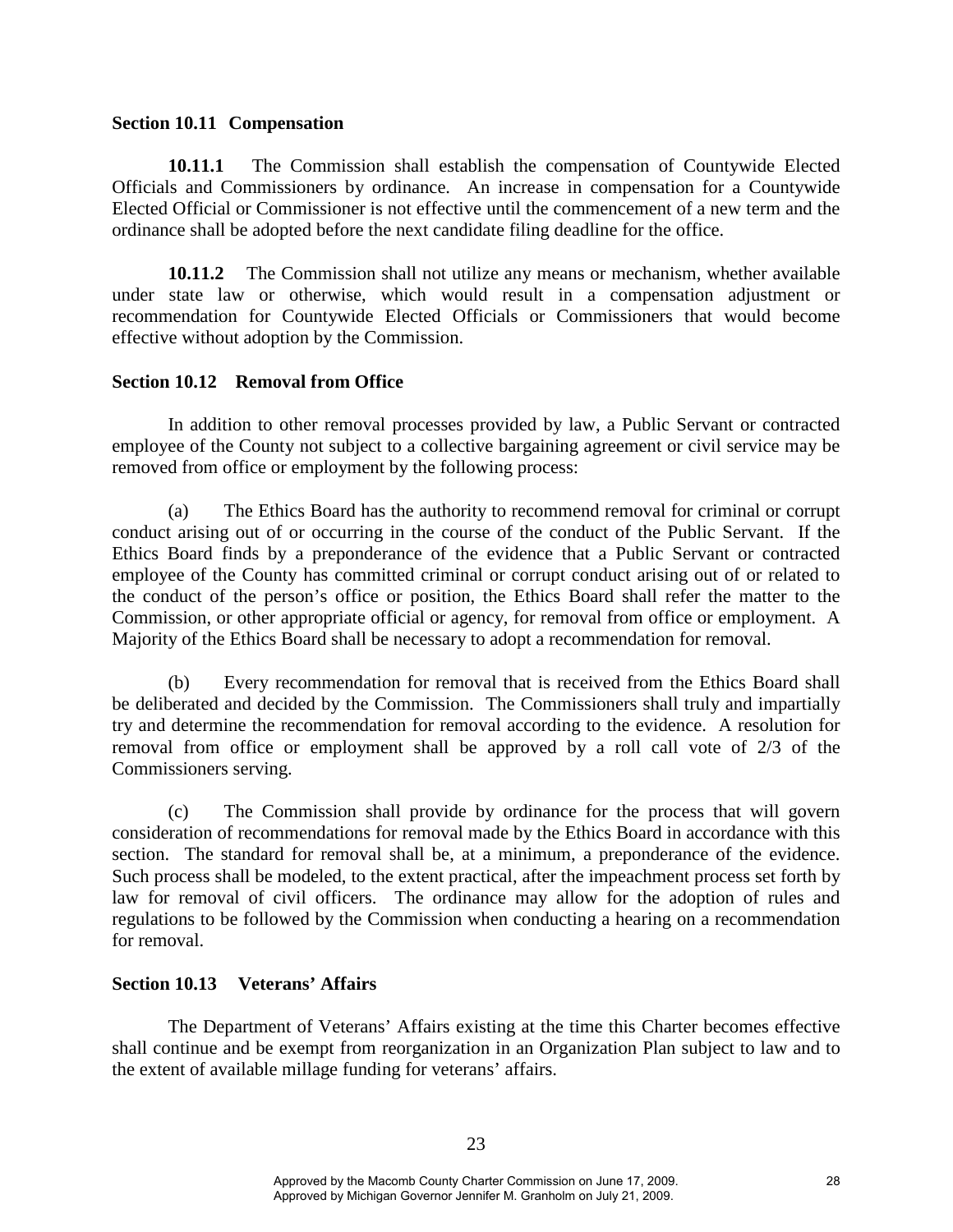**Section 10.11 Compensation**

**10.11.1** The Commission shall establish the compensation of Countywide Elected Officials and Commissioners by ordinance. An increase in compensation for a Countywide Elected Official or Commissioner is not effective until the commencement of a new term and the ordinance shall be adopted before the next candidate filing deadline for the office.

**10.11.2** The Commission shall not utilize any means or mechanism, whether available under state law or otherwise, which would result in a compensation adjustment or recommendation for Countywide Elected Officials or Commissioners that would become effective without adoption by the Commission.

**Section 10.12 Removal from Office**

In addition to other removal processes provided by law, a Public Servant or contracted employee of the County not subject to a collective bargaining agreement or civil service may be removed from office or employment by the following process:

(a) The Ethics Board has the authority to recommend removal for criminal or corrupt conduct arising out of or occurring in the course of the conduct of the Public Servant. If the Ethics Board finds by a preponderance of the evidence that a Public Servant or contracted employee of the County has committed criminal or corrupt conduct arising out of or related to the conduct of the person's office or position, the Ethics Board shall refer the matter to the Commission, or other appropriate official or agency, for removal from office or employment. A Majority of the Ethics Board shall be necessary to adopt a recommendation for removal.

(b) Every recommendation for removal that is received from the Ethics Board shall be deliberated and decided by the Commission. The Commissioners shall truly and impartially try and determine the recommendation for removal according to the evidence. A resolution for removal from office or employment shall be approved by a roll call vote of 2/3 of the Commissioners serving.

(c) The Commission shall provide by ordinance for the process that will govern consideration of recommendations for removal made by the Ethics Board in accordance with this section. The standard for removal shall be, at a minimum, a preponderance of the evidence. Such process shall be modeled, to the extent practical, after the impeachment process set forth by law for removal of civil officers. The ordinance may allow for the adoption of rules and regulations to be followed by the Commission when conducting a hearing on a recommendation for removal.

**Section 10.13 Veterans' Affairs**

The Department of Veterans' Affairs existing at the time this Charter becomes effective shall continue and be exempt from reorganization in an Organization Plan subject to law and to the extent of available millage funding for veterans' affairs.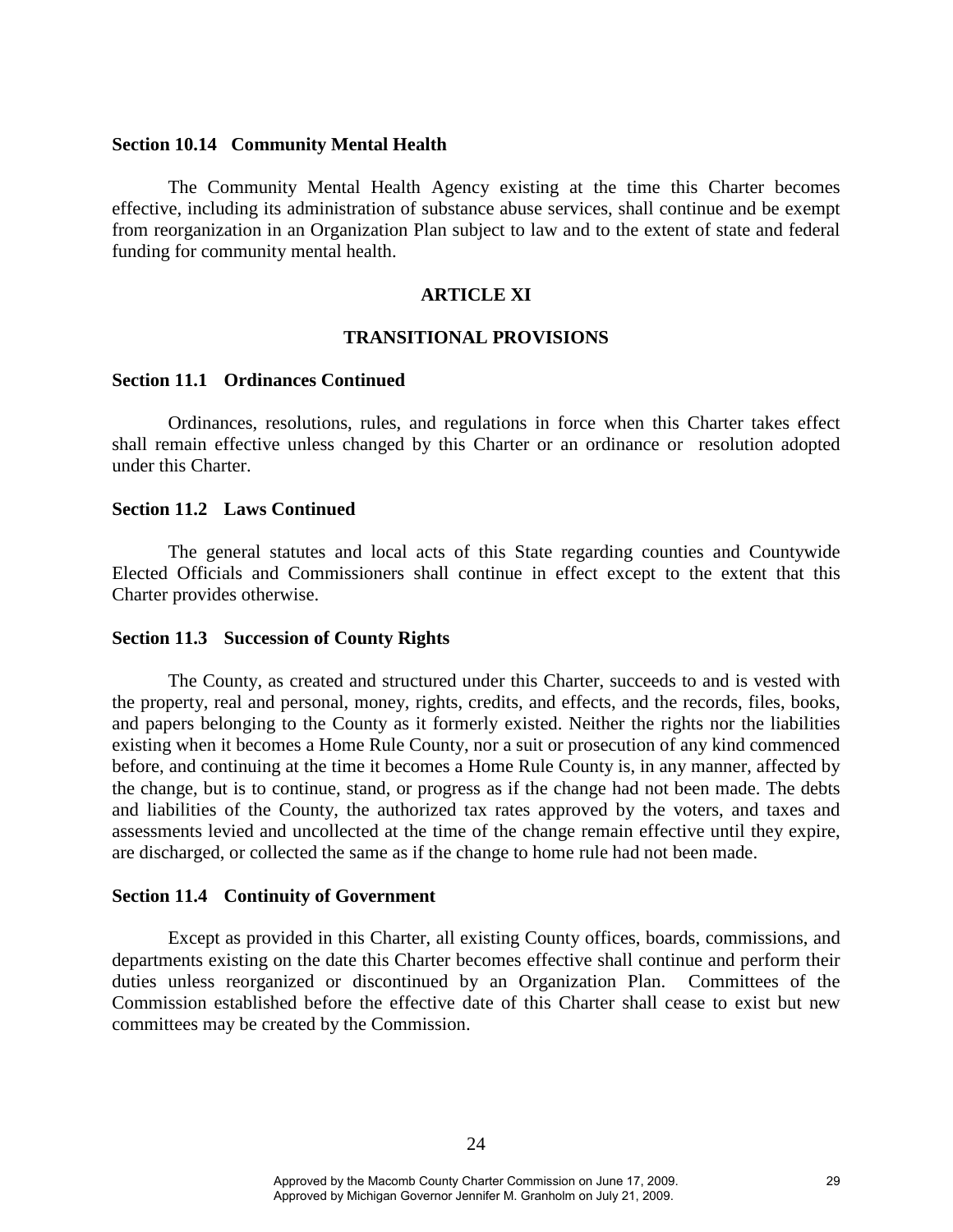**Section 10.14 Community Mental Health**

The Community Mental Health Agency existing at the time this Charter becomes effective, including its administration of substance abuse services, shall continue and be exempt from reorganization in an Organization Plan subject to law and to the extent of state and federal funding for community mental health.

## ARTICLE XI

## TRANSITIONAL PROVISIONS

**Section 11.1 Ordinances Continued**

Ordinances, resolutions, rules, and regulations in force when this Charter takes effect shall remain effective unless changed by this Charter or an ordinance or resolution adopted under this Charter.

**Section 11.2 Laws Continued**

The general statutes and local acts of this State regarding counties and Countywide Elected Officials and Commissioners shall continue in effect except to the extent that this Charter provides otherwise.

**Section 11.3 Succession of County Rights**

The County, as created and structured under this Charter, succeeds to and is vested with the property, real and personal, money, rights, credits, and effects, and the records, files, books, and papers belonging to the County as it formerly existed. Neither the rights nor the liabilities existing when it becomes a Home Rule County, nor a suit or prosecution of any kind commenced before, and continuing at the time it becomes a Home Rule County is, in any manner, affected by the change, but is to continue, stand, or progress as if the change had not been made. The debts and liabilities of the County, the authorized tax rates approved by the voters, and taxes and assessments levied and uncollected at the time of the change remain effective until they expire, are discharged, or collected the same as if the change to home rule had not been made.

**Section 11.4 Continuity of Government**

Except as provided in this Charter, all existing County offices, boards, commissions, and departments existing on the date this Charter becomes effective shall continue and perform their duties unless reorganized or discontinued by an Organization Plan. Committees of the Commission established before the effective date of this Charter shall cease to exist but new committees may be created by the Commission.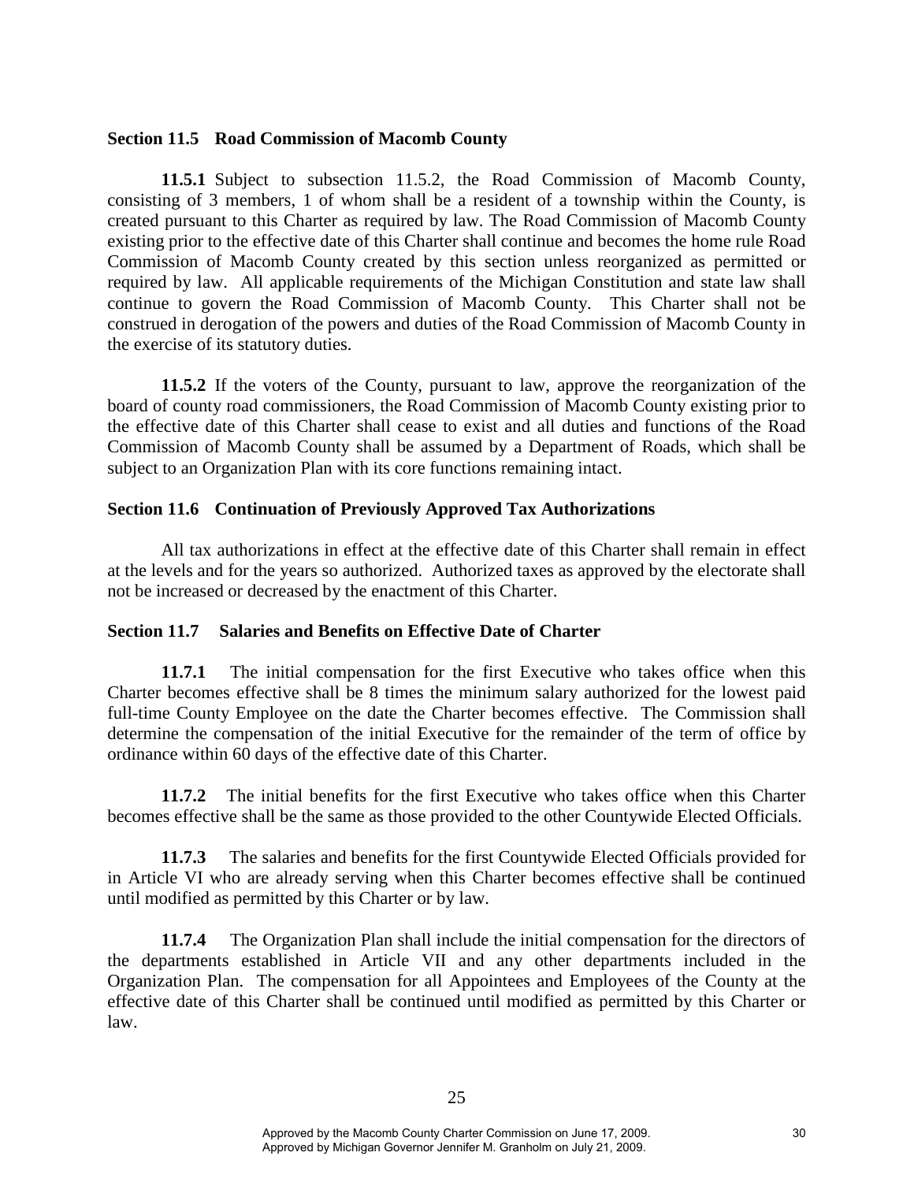### Section 11.5 Road Commission of Macomb County

**11.5.1** Subject to subsection 11.5.2, the Road Commission of Macomb County, consisting of 3 members, 1 of whom shall be a resident of a township within the County, is created pursuant to this Charter as required by law. The Road Commission of Macomb County existing prior to the effective date of this Charter shall continue and becomes the home rule Road Commission of Macomb County created by this section unless reorganized as permitted or required by law. All applicable requirements of the Michigan Constitution and state law shall continue to govern the Road Commission of Macomb County. This Charter shall not be construed in derogation of the powers and duties of the Road Commission of Macomb County in the exercise of its statutory duties.

**11.5.2** If the voters of the County, pursuant to law, approve the reorganization of the board of county road commissioners, the Road Commission of Macomb County existing prior to the effective date of this Charter shall cease to exist and all duties and functions of the Road Commission of Macomb County shall be assumed by a Department of Roads, which shall be subject to an Organization Plan with its core functions remaining intact.

### Section 11.6 Continuation of Previously Approved Tax Authorizations

All tax authorizations in effect at the effective date of this Charter shall remain in effect at the levels and for the years so authorized. Authorized taxes as approved by the electorate shall not be increased or decreased by the enactment of this Charter.

### Section 11.7 Salaries and Benefits on Effective Date of Charter

**11.7.1** The initial compensation for the first Executive who takes office when this Charter becomes effective shall be 8 times the minimum salary authorized for the lowest paid full-time County Employee on the date the Charter becomes effective. The Commission shall determine the compensation of the initial Executive for the remainder of the term of office by ordinance within 60 days of the effective date of this Charter.

**11.7.2** The initial benefits for the first Executive who takes office when this Charter becomes effective shall be the same as those provided to the other Countywide Elected Officials.

**11.7.3** The salaries and benefits for the first Countywide Elected Officials provided for in Article VI who are already serving when this Charter becomes effective shall be continued until modified as permitted by this Charter or by law.

**11.7.4** The Organization Plan shall include the initial compensation for the directors of the departments established in Article VII and any other departments included in the Organization Plan. The compensation for all Appointees and Employees of the County at the effective date of this Charter shall be continued until modified as permitted by this Charter or law.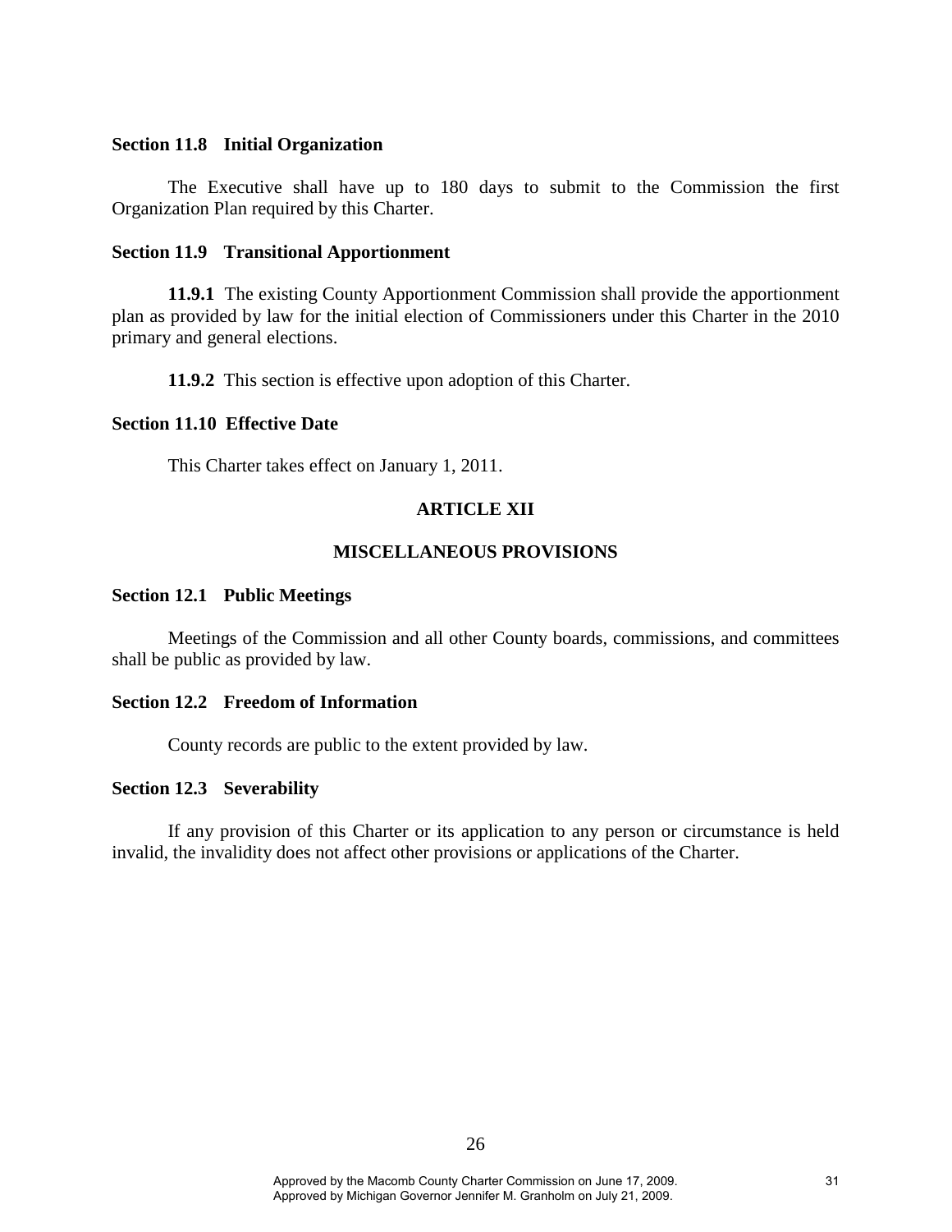### Section 11.8 Initial Organization

The Executive shall have up to 180 days to submit to the Commission the first Organization Plan required by this Charter.

### Section 11.9 Transitional Apportionment

**11.9.1** The existing County Apportionment Commission shall provide the apportionment plan as provided by law for the initial election of Commissioners under this Charter in the 2010 primary and general elections.

**11.9.2** This section is effective upon adoption of this Charter.

### Section 11.10 Effective Date

This Charter takes effect on January 1, 2011.

## ARTICLE XII

## MISCELLANEOUS PROVISIONS

### Section 12.1 Public Meetings

Meetings of the Commission and all other County boards, commissions, and committees shall be public as provided by law.

### Section 12.2 Freedom of Information

County records are public to the extent provided by law.

### Section 12.3 Severability

If any provision of this Charter or its application to any person or circumstance is held invalid, the invalidity does not affect other provisions or applications of the Charter.